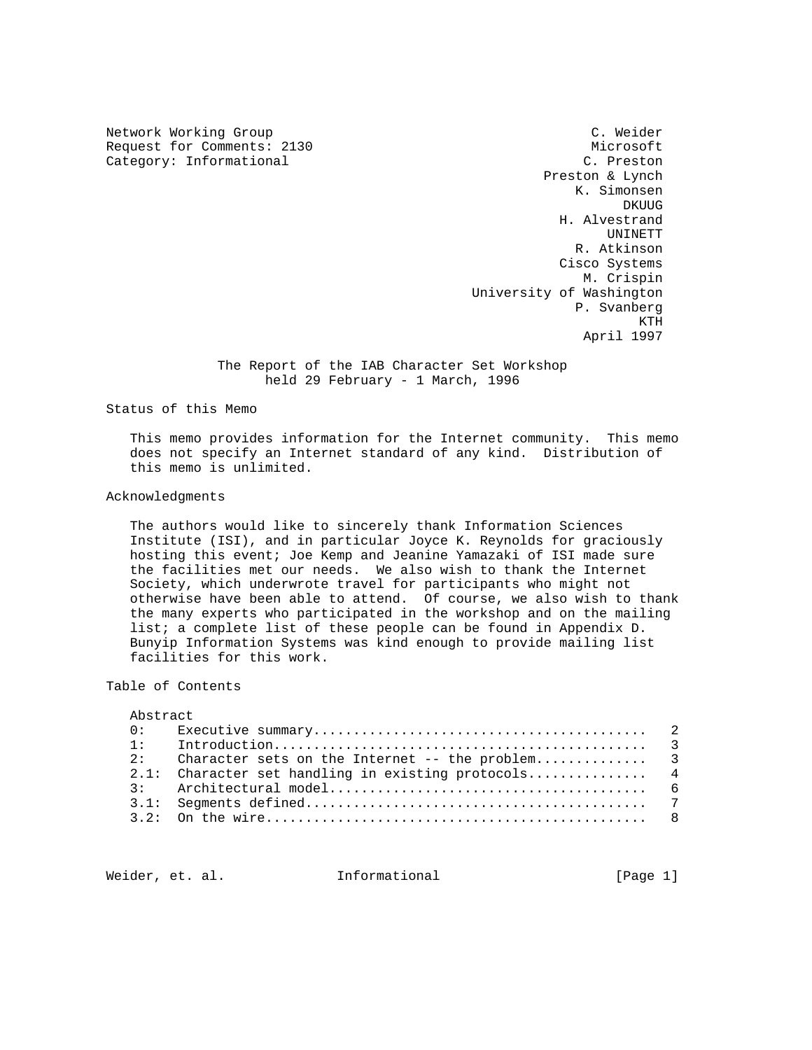Network Working Group  
Request for Comments: 2130  
Category: Informational

C. Weider  
Microsoft  
C. Preston  
Preston & Lynch  
K. Simonsen  
DKUUG  
H. Alvestrand  
UNINETT  
R. Atkinson  
Cisco Systems  
M. Crispin  
University of Washington  
P. Svanberg  
KTH  
April 1997

# The Report of the IAB Character Set Workshop held 29 February - 1 March, 1996

## Status of this Memo

This memo provides information for the Internet community. This memo does not specify an Internet standard of any kind. Distribution of this memo is unlimited.

## Acknowledgments

The authors would like to sincerely thank Information Sciences Institute (ISI), and in particular Joyce K. Reynolds for graciously hosting this event; Joe Kemp and Jeanine Yamazaki of ISI made sure the facilities met our needs. We also wish to thank the Internet Society, which underwrote travel for participants who might not otherwise have been able to attend. Of course, we also wish to thank the many experts who participated in the workshop and on the mailing list; a complete list of these people can be found in Appendix D. Bunyip Information Systems was kind enough to provide mailing list facilities for this work.

## Table of Contents

```
Abstract
0:    Executive summary.........................................   2
1:    Introduction..............................................   3
2:    Character sets on the Internet -- the problem.............   3
2.1:  Character set handling in existing protocols..............   4
3:    Architectural model.......................................   6
3.1:  Segments defined..........................................   7
3.2:  On the wire...............................................   8
```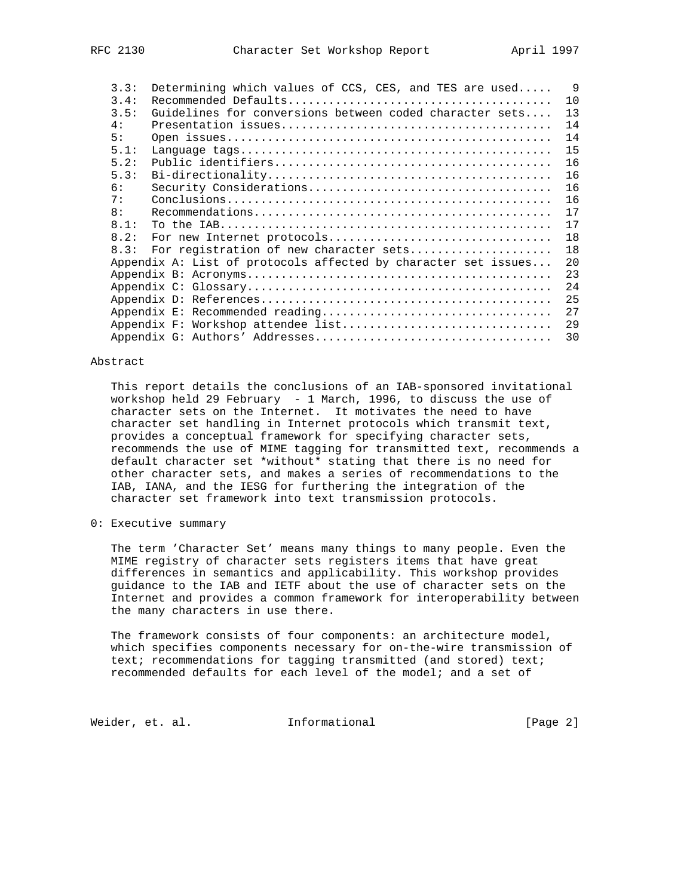| | | |
|---|---|---|
| 3.3: | Determining which values of CCS, CES, and TES are used | 9 |
| 3.4: | Recommended Defaults | 10 |
| 3.5: | Guidelines for conversions between coded character sets | 13 |
| 4: | Presentation issues | 14 |
| 5: | Open issues | 14 |
| 5.1: | Language tags | 15 |
| 5.2: | Public identifiers | 16 |
| 5.3: | Bi-directionality | 16 |
| 6: | Security Considerations | 16 |
| 7: | Conclusions | 16 |
| 8: | Recommendations | 17 |
| 8.1: | To the IAB | 17 |
| 8.2: | For new Internet protocols | 18 |
| 8.3: | For registration of new character sets | 18 |
| Appendix A: | List of protocols affected by character set issues | 20 |
| Appendix B: | Acronyms | 23 |
| Appendix C: | Glossary | 24 |
| Appendix D: | References | 25 |
| Appendix E: | Recommended reading | 27 |
| Appendix F: | Workshop attendee list | 29 |
| Appendix G: | Authors' Addresses | 30 |

## Abstract

This report details the conclusions of an IAB-sponsored invitational workshop held 29 February - 1 March, 1996, to discuss the use of character sets on the Internet. It motivates the need to have character set handling in Internet protocols which transmit text, provides a conceptual framework for specifying character sets, recommends the use of MIME tagging for transmitted text, recommends a default character set *without* stating that there is no need for other character sets, and makes a series of recommendations to the IAB, IANA, and the IESG for furthering the integration of the character set framework into text transmission protocols.

## 0: Executive summary

The term 'Character Set' means many things to many people. Even the MIME registry of character sets registers items that have great differences in semantics and applicability. This workshop provides guidance to the IAB and IETF about the use of character sets on the Internet and provides a common framework for interoperability between the many characters in use there.

The framework consists of four components: an architecture model, which specifies components necessary for on-the-wire transmission of text; recommendations for tagging transmitted (and stored) text; recommended defaults for each level of the model; and a set of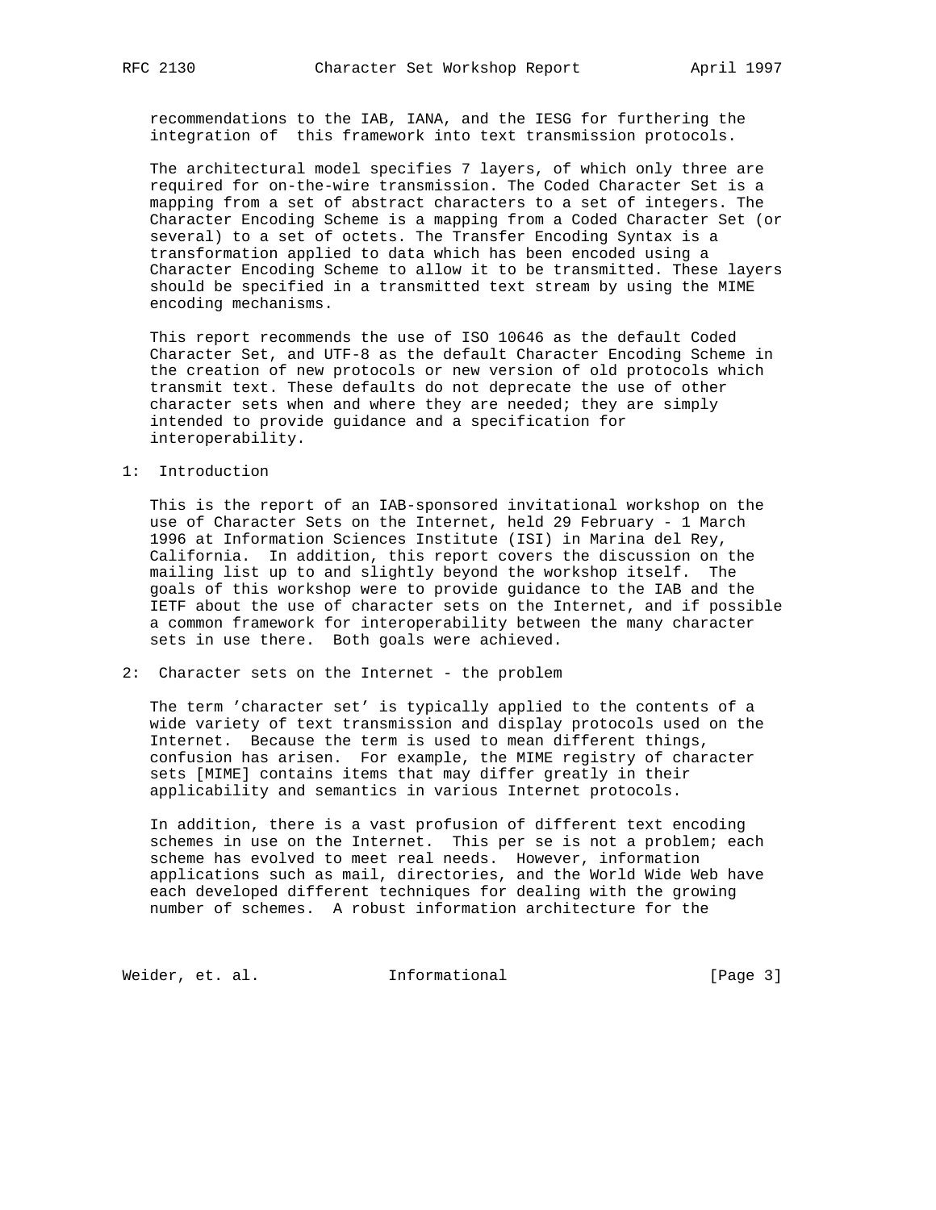recommendations to the IAB, IANA, and the IESG for furthering the integration of this framework into text transmission protocols.

The architectural model specifies 7 layers, of which only three are required for on-the-wire transmission. The Coded Character Set is a mapping from a set of abstract characters to a set of integers. The Character Encoding Scheme is a mapping from a Coded Character Set (or several) to a set of octets. The Transfer Encoding Syntax is a transformation applied to data which has been encoded using a Character Encoding Scheme to allow it to be transmitted. These layers should be specified in a transmitted text stream by using the MIME encoding mechanisms.

This report recommends the use of ISO 10646 as the default Coded Character Set, and UTF-8 as the default Character Encoding Scheme in the creation of new protocols or new version of old protocols which transmit text. These defaults do not deprecate the use of other character sets when and where they are needed; they are simply intended to provide guidance and a specification for interoperability.

## 1: Introduction

This is the report of an IAB-sponsored invitational workshop on the use of Character Sets on the Internet, held 29 February - 1 March 1996 at Information Sciences Institute (ISI) in Marina del Rey, California. In addition, this report covers the discussion on the mailing list up to and slightly beyond the workshop itself. The goals of this workshop were to provide guidance to the IAB and the IETF about the use of character sets on the Internet, and if possible a common framework for interoperability between the many character sets in use there. Both goals were achieved.

## 2: Character sets on the Internet - the problem

The term 'character set' is typically applied to the contents of a wide variety of text transmission and display protocols used on the Internet. Because the term is used to mean different things, confusion has arisen. For example, the MIME registry of character sets [MIME] contains items that may differ greatly in their applicability and semantics in various Internet protocols.

In addition, there is a vast profusion of different text encoding schemes in use on the Internet. This per se is not a problem; each scheme has evolved to meet real needs. However, information applications such as mail, directories, and the World Wide Web have each developed different techniques for dealing with the growing number of schemes. A robust information architecture for the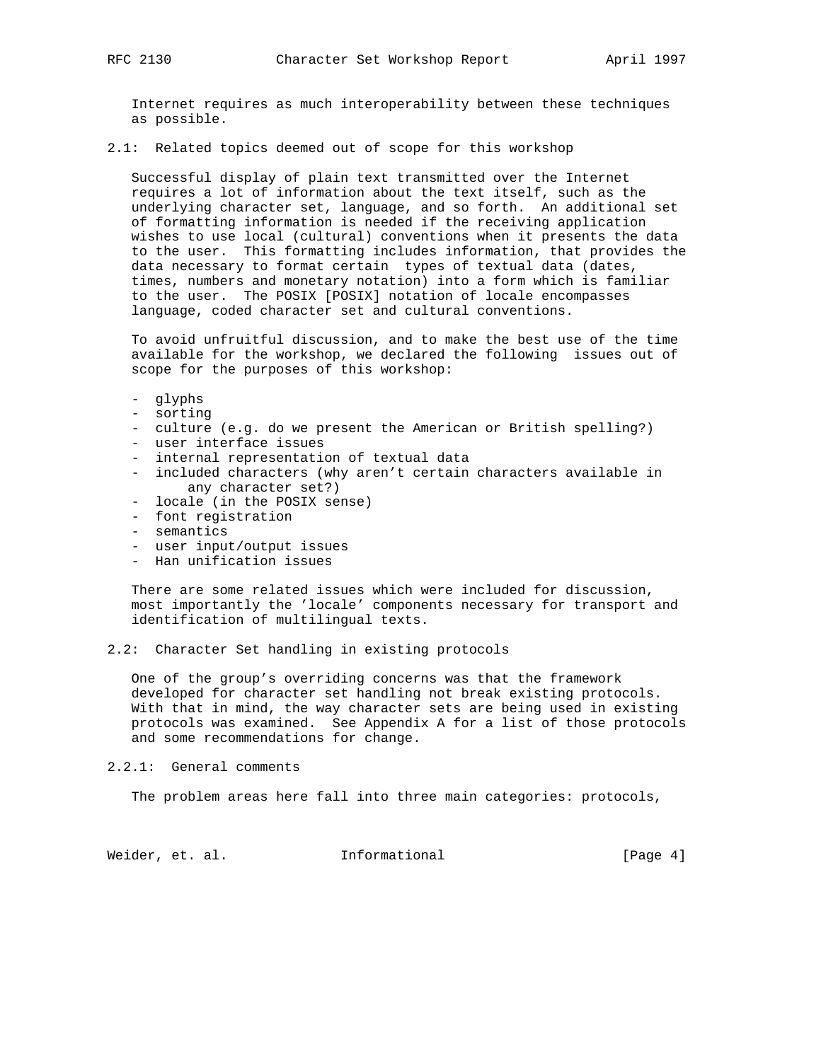Internet requires as much interoperability between these techniques as possible.

### 2.1: Related topics deemed out of scope for this workshop

Successful display of plain text transmitted over the Internet requires a lot of information about the text itself, such as the underlying character set, language, and so forth. An additional set of formatting information is needed if the receiving application wishes to use local (cultural) conventions when it presents the data to the user. This formatting includes information, that provides the data necessary to format certain types of textual data (dates, times, numbers and monetary notation) into a form which is familiar to the user. The POSIX [POSIX] notation of locale encompasses language, coded character set and cultural conventions.

To avoid unfruitful discussion, and to make the best use of the time available for the workshop, we declared the following issues out of scope for the purposes of this workshop:

- glyphs
- sorting
- culture (e.g. do we present the American or British spelling?)
- user interface issues
- internal representation of textual data
- included characters (why aren't certain characters available in any character set?)
- locale (in the POSIX sense)
- font registration
- semantics
- user input/output issues
- Han unification issues

There are some related issues which were included for discussion, most importantly the 'locale' components necessary for transport and identification of multilingual texts.

### 2.2: Character Set handling in existing protocols

One of the group's overriding concerns was that the framework developed for character set handling not break existing protocols. With that in mind, the way character sets are being used in existing protocols was examined. See Appendix A for a list of those protocols and some recommendations for change.

#### 2.2.1: General comments

The problem areas here fall into three main categories: protocols,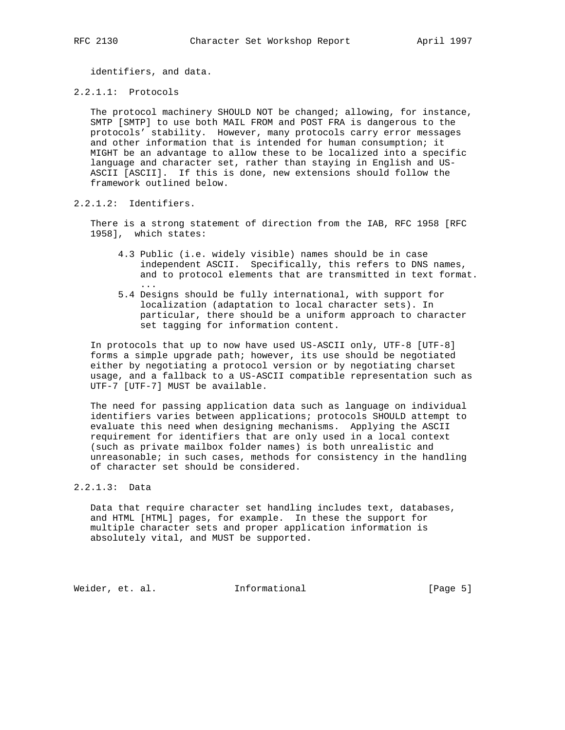identifiers, and data.

#### 2.2.1.1: Protocols

The protocol machinery SHOULD NOT be changed; allowing, for instance, SMTP [SMTP] to use both MAIL FROM and POST FRA is dangerous to the protocols' stability. However, many protocols carry error messages and other information that is intended for human consumption; it MIGHT be an advantage to allow these to be localized into a specific language and character set, rather than staying in English and US-ASCII [ASCII]. If this is done, new extensions should follow the framework outlined below.

#### 2.2.1.2: Identifiers.

There is a strong statement of direction from the IAB, RFC 1958 [RFC 1958], which states:

> 4.3 Public (i.e. widely visible) names should be in case independent ASCII. Specifically, this refers to DNS names, and to protocol elements that are transmitted in text format.
> ...
> 5.4 Designs should be fully international, with support for localization (adaptation to local character sets). In particular, there should be a uniform approach to character set tagging for information content.

In protocols that up to now have used US-ASCII only, UTF-8 [UTF-8] forms a simple upgrade path; however, its use should be negotiated either by negotiating a protocol version or by negotiating charset usage, and a fallback to a US-ASCII compatible representation such as UTF-7 [UTF-7] MUST be available.

The need for passing application data such as language on individual identifiers varies between applications; protocols SHOULD attempt to evaluate this need when designing mechanisms. Applying the ASCII requirement for identifiers that are only used in a local context (such as private mailbox folder names) is both unrealistic and unreasonable; in such cases, methods for consistency in the handling of character set should be considered.

#### 2.2.1.3: Data

Data that require character set handling includes text, databases, and HTML [HTML] pages, for example. In these the support for multiple character sets and proper application information is absolutely vital, and MUST be supported.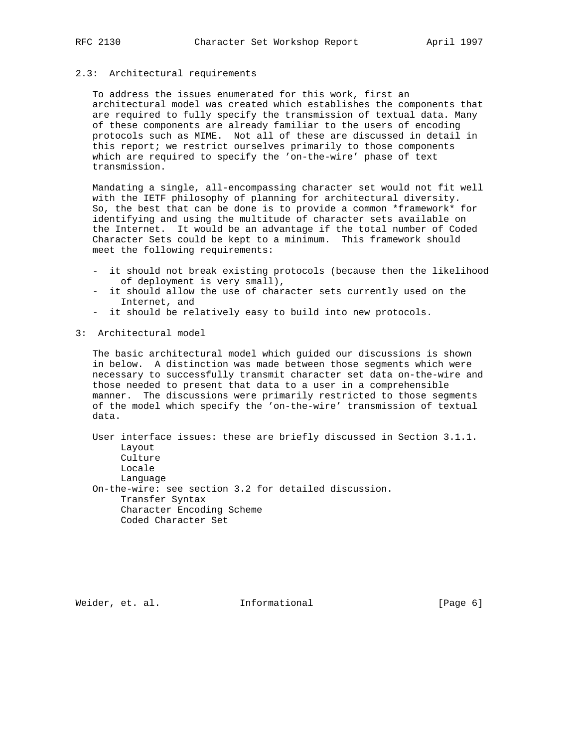## 2.3: Architectural requirements

To address the issues enumerated for this work, first an architectural model was created which establishes the components that are required to fully specify the transmission of textual data. Many of these components are already familiar to the users of encoding protocols such as MIME. Not all of these are discussed in detail in this report; we restrict ourselves primarily to those components which are required to specify the 'on-the-wire' phase of text transmission.

Mandating a single, all-encompassing character set would not fit well with the IETF philosophy of planning for architectural diversity. So, the best that can be done is to provide a common *framework* for identifying and using the multitude of character sets available on the Internet. It would be an advantage if the total number of Coded Character Sets could be kept to a minimum. This framework should meet the following requirements:

- it should not break existing protocols (because then the likelihood of deployment is very small),
- it should allow the use of character sets currently used on the Internet, and
- it should be relatively easy to build into new protocols.

# 3: Architectural model

The basic architectural model which guided our discussions is shown in below. A distinction was made between those segments which were necessary to successfully transmit character set data on-the-wire and those needed to present that data to a user in a comprehensible manner. The discussions were primarily restricted to those segments of the model which specify the 'on-the-wire' transmission of textual data.

```
User interface issues: these are briefly discussed in Section 3.1.1.
     Layout
     Culture
     Locale
     Language
On-the-wire: see section 3.2 for detailed discussion.
     Transfer Syntax
     Character Encoding Scheme
     Coded Character Set
```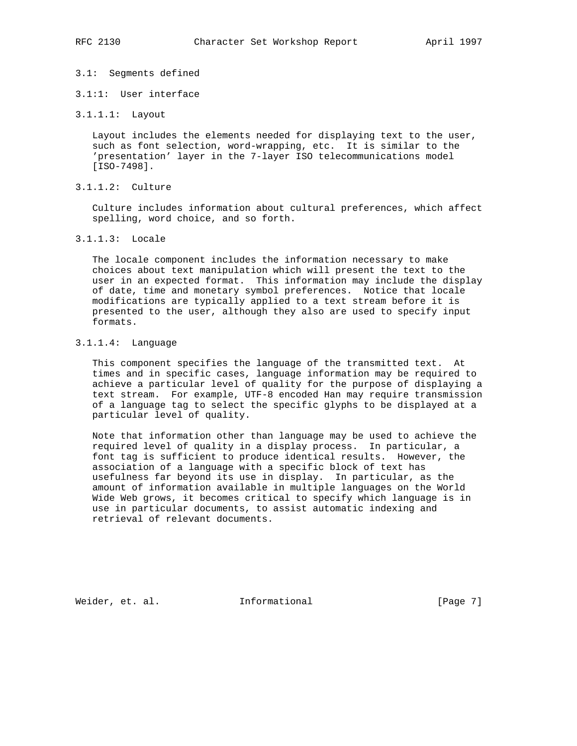## 3.1: Segments defined

### 3.1:1: User interface

#### 3.1.1.1: Layout

Layout includes the elements needed for displaying text to the user, such as font selection, word-wrapping, etc. It is similar to the 'presentation' layer in the 7-layer ISO telecommunications model [ISO-7498].

#### 3.1.1.2: Culture

Culture includes information about cultural preferences, which affect spelling, word choice, and so forth.

#### 3.1.1.3: Locale

The locale component includes the information necessary to make choices about text manipulation which will present the text to the user in an expected format. This information may include the display of date, time and monetary symbol preferences. Notice that locale modifications are typically applied to a text stream before it is presented to the user, although they also are used to specify input formats.

#### 3.1.1.4: Language

This component specifies the language of the transmitted text. At times and in specific cases, language information may be required to achieve a particular level of quality for the purpose of displaying a text stream. For example, UTF-8 encoded Han may require transmission of a language tag to select the specific glyphs to be displayed at a particular level of quality.

Note that information other than language may be used to achieve the required level of quality in a display process. In particular, a font tag is sufficient to produce identical results. However, the association of a language with a specific block of text has usefulness far beyond its use in display. In particular, as the amount of information available in multiple languages on the World Wide Web grows, it becomes critical to specify which language is in use in particular documents, to assist automatic indexing and retrieval of relevant documents.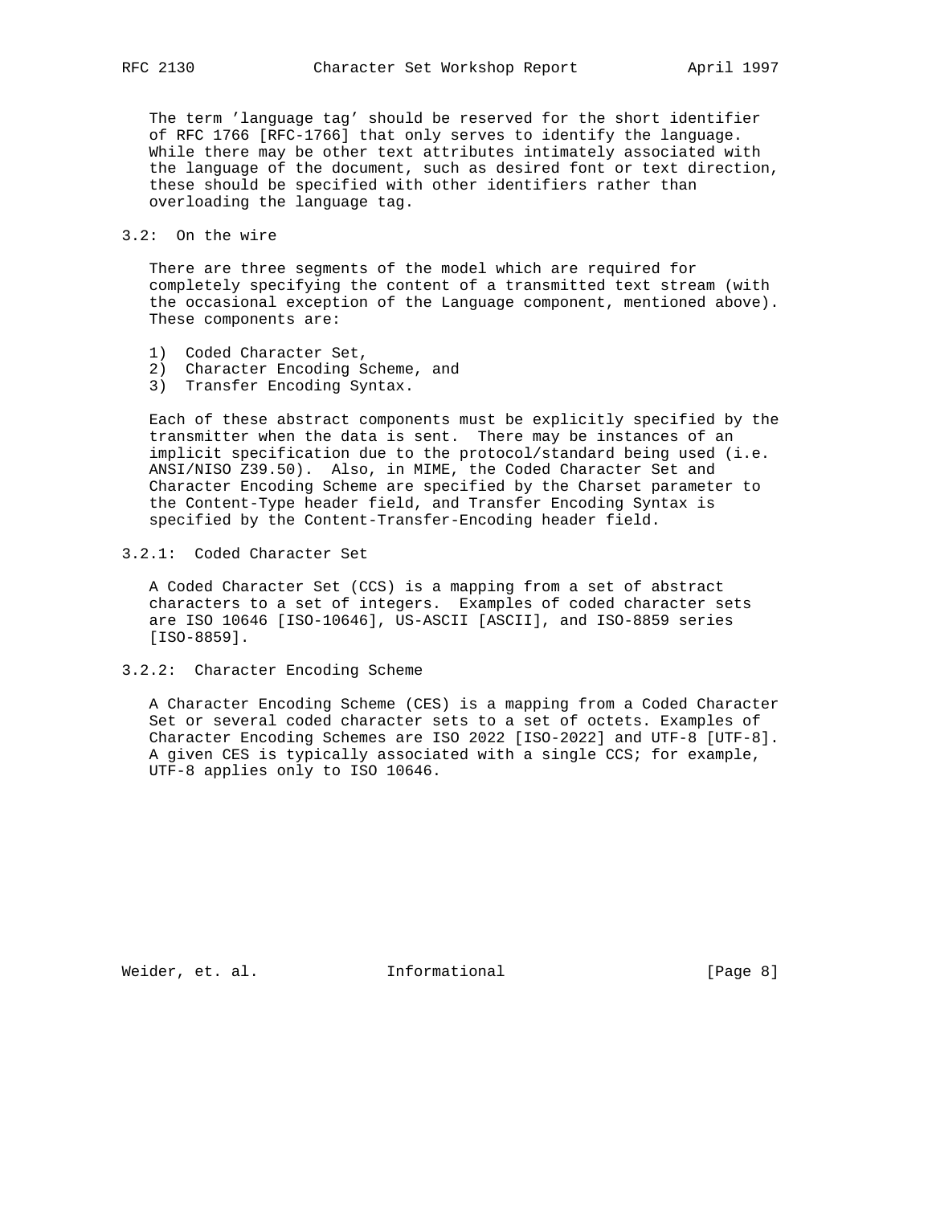The term 'language tag' should be reserved for the short identifier of RFC 1766 [RFC-1766] that only serves to identify the language. While there may be other text attributes intimately associated with the language of the document, such as desired font or text direction, these should be specified with other identifiers rather than overloading the language tag.

## 3.2: On the wire

There are three segments of the model which are required for completely specifying the content of a transmitted text stream (with the occasional exception of the Language component, mentioned above). These components are:

1) Coded Character Set,
2) Character Encoding Scheme, and
3) Transfer Encoding Syntax.

Each of these abstract components must be explicitly specified by the transmitter when the data is sent. There may be instances of an implicit specification due to the protocol/standard being used (i.e. ANSI/NISO Z39.50). Also, in MIME, the Coded Character Set and Character Encoding Scheme are specified by the Charset parameter to the Content-Type header field, and Transfer Encoding Syntax is specified by the Content-Transfer-Encoding header field.

### 3.2.1: Coded Character Set

A Coded Character Set (CCS) is a mapping from a set of abstract characters to a set of integers. Examples of coded character sets are ISO 10646 [ISO-10646], US-ASCII [ASCII], and ISO-8859 series [ISO-8859].

### 3.2.2: Character Encoding Scheme

A Character Encoding Scheme (CES) is a mapping from a Coded Character Set or several coded character sets to a set of octets. Examples of Character Encoding Schemes are ISO 2022 [ISO-2022] and UTF-8 [UTF-8]. A given CES is typically associated with a single CCS; for example, UTF-8 applies only to ISO 10646.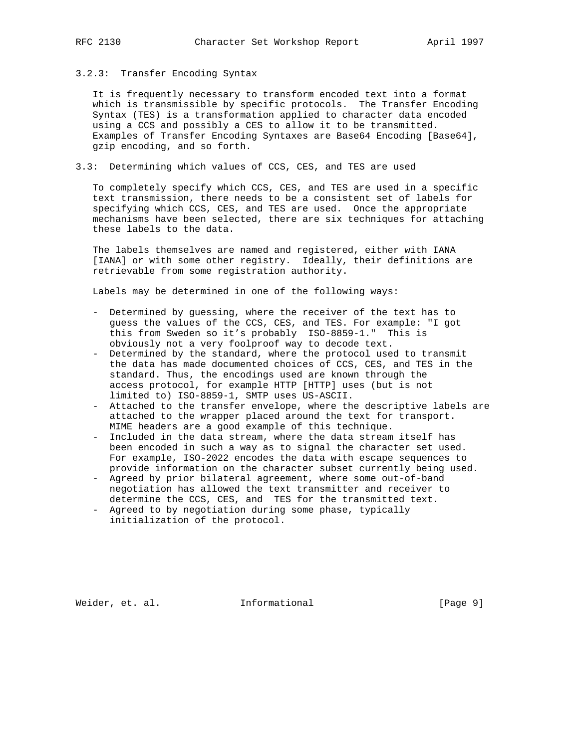### 3.2.3: Transfer Encoding Syntax

It is frequently necessary to transform encoded text into a format which is transmissible by specific protocols. The Transfer Encoding Syntax (TES) is a transformation applied to character data encoded using a CCS and possibly a CES to allow it to be transmitted. Examples of Transfer Encoding Syntaxes are Base64 Encoding [Base64], gzip encoding, and so forth.

## 3.3: Determining which values of CCS, CES, and TES are used

To completely specify which CCS, CES, and TES are used in a specific text transmission, there needs to be a consistent set of labels for specifying which CCS, CES, and TES are used. Once the appropriate mechanisms have been selected, there are six techniques for attaching these labels to the data.

The labels themselves are named and registered, either with IANA [IANA] or with some other registry. Ideally, their definitions are retrievable from some registration authority.

Labels may be determined in one of the following ways:

- Determined by guessing, where the receiver of the text has to guess the values of the CCS, CES, and TES. For example: "I got this from Sweden so it’s probably ISO-8859-1." This is obviously not a very foolproof way to decode text.
- Determined by the standard, where the protocol used to transmit the data has made documented choices of CCS, CES, and TES in the standard. Thus, the encodings used are known through the access protocol, for example HTTP [HTTP] uses (but is not limited to) ISO-8859-1, SMTP uses US-ASCII.
- Attached to the transfer envelope, where the descriptive labels are attached to the wrapper placed around the text for transport. MIME headers are a good example of this technique.
- Included in the data stream, where the data stream itself has been encoded in such a way as to signal the character set used. For example, ISO-2022 encodes the data with escape sequences to provide information on the character subset currently being used.
- Agreed by prior bilateral agreement, where some out-of-band negotiation has allowed the text transmitter and receiver to determine the CCS, CES, and TES for the transmitted text.
- Agreed to by negotiation during some phase, typically initialization of the protocol.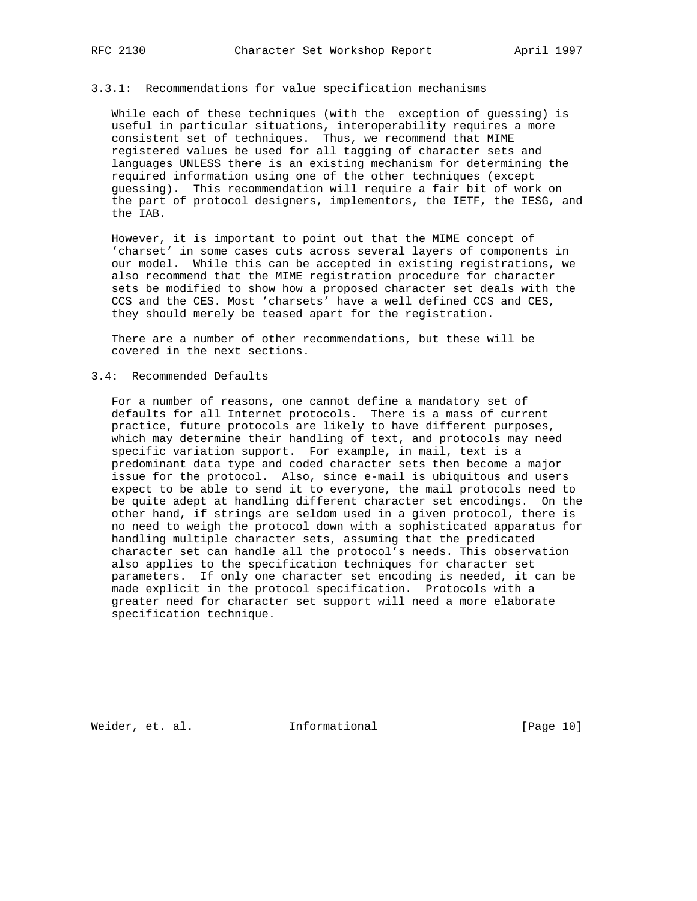### 3.3.1: Recommendations for value specification mechanisms

While each of these techniques (with the exception of guessing) is useful in particular situations, interoperability requires a more consistent set of techniques. Thus, we recommend that MIME registered values be used for all tagging of character sets and languages UNLESS there is an existing mechanism for determining the required information using one of the other techniques (except guessing). This recommendation will require a fair bit of work on the part of protocol designers, implementors, the IETF, the IESG, and the IAB.

However, it is important to point out that the MIME concept of 'charset' in some cases cuts across several layers of components in our model. While this can be accepted in existing registrations, we also recommend that the MIME registration procedure for character sets be modified to show how a proposed character set deals with the CCS and the CES. Most 'charsets' have a well defined CCS and CES, they should merely be teased apart for the registration.

There are a number of other recommendations, but these will be covered in the next sections.

## 3.4: Recommended Defaults

For a number of reasons, one cannot define a mandatory set of defaults for all Internet protocols. There is a mass of current practice, future protocols are likely to have different purposes, which may determine their handling of text, and protocols may need specific variation support. For example, in mail, text is a predominant data type and coded character sets then become a major issue for the protocol. Also, since e-mail is ubiquitous and users expect to be able to send it to everyone, the mail protocols need to be quite adept at handling different character set encodings. On the other hand, if strings are seldom used in a given protocol, there is no need to weigh the protocol down with a sophisticated apparatus for handling multiple character sets, assuming that the predicated character set can handle all the protocol's needs. This observation also applies to the specification techniques for character set parameters. If only one character set encoding is needed, it can be made explicit in the protocol specification. Protocols with a greater need for character set support will need a more elaborate specification technique.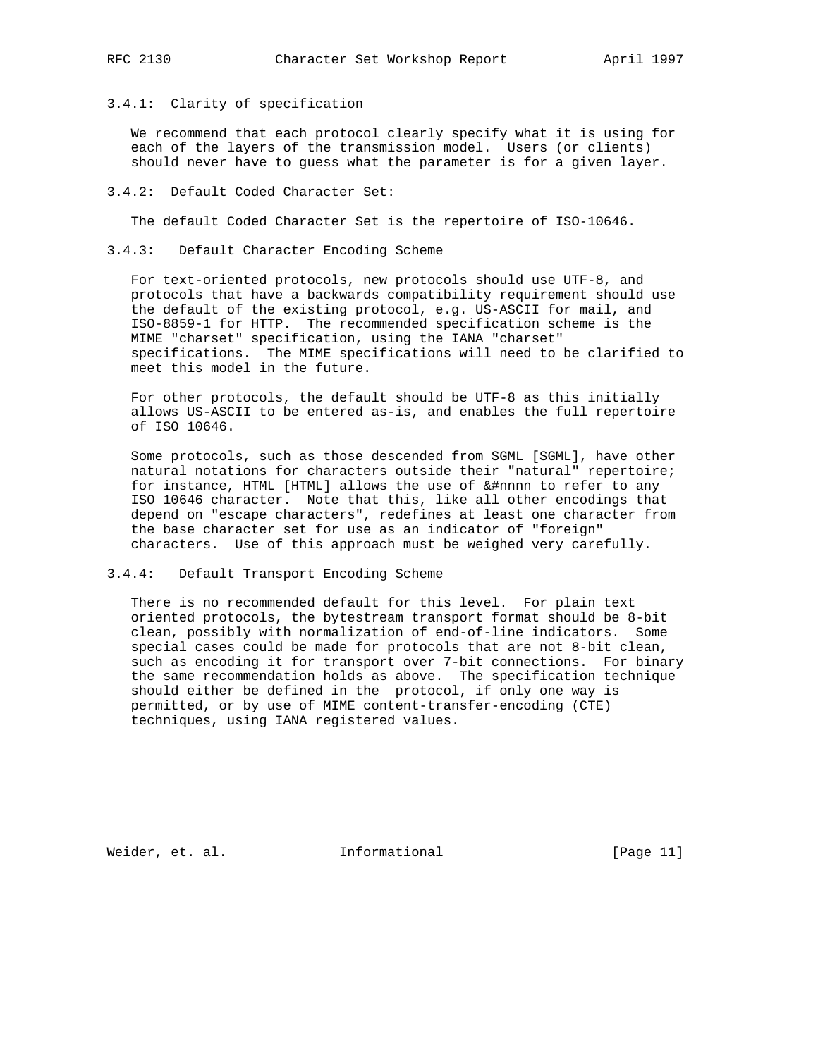### 3.4.1: Clarity of specification

We recommend that each protocol clearly specify what it is using for each of the layers of the transmission model. Users (or clients) should never have to guess what the parameter is for a given layer.

### 3.4.2: Default Coded Character Set:

The default Coded Character Set is the repertoire of ISO-10646.

### 3.4.3: Default Character Encoding Scheme

For text-oriented protocols, new protocols should use UTF-8, and protocols that have a backwards compatibility requirement should use the default of the existing protocol, e.g. US-ASCII for mail, and ISO-8859-1 for HTTP. The recommended specification scheme is the MIME "charset" specification, using the IANA "charset" specifications. The MIME specifications will need to be clarified to meet this model in the future.

For other protocols, the default should be UTF-8 as this initially allows US-ASCII to be entered as-is, and enables the full repertoire of ISO 10646.

Some protocols, such as those descended from SGML [SGML], have other natural notations for characters outside their "natural" repertoire; for instance, HTML [HTML] allows the use of &#nnnn to refer to any ISO 10646 character. Note that this, like all other encodings that depend on "escape characters", redefines at least one character from the base character set for use as an indicator of "foreign" characters. Use of this approach must be weighed very carefully.

### 3.4.4: Default Transport Encoding Scheme

There is no recommended default for this level. For plain text oriented protocols, the bytestream transport format should be 8-bit clean, possibly with normalization of end-of-line indicators. Some special cases could be made for protocols that are not 8-bit clean, such as encoding it for transport over 7-bit connections. For binary the same recommendation holds as above. The specification technique should either be defined in the protocol, if only one way is permitted, or by use of MIME content-transfer-encoding (CTE) techniques, using IANA registered values.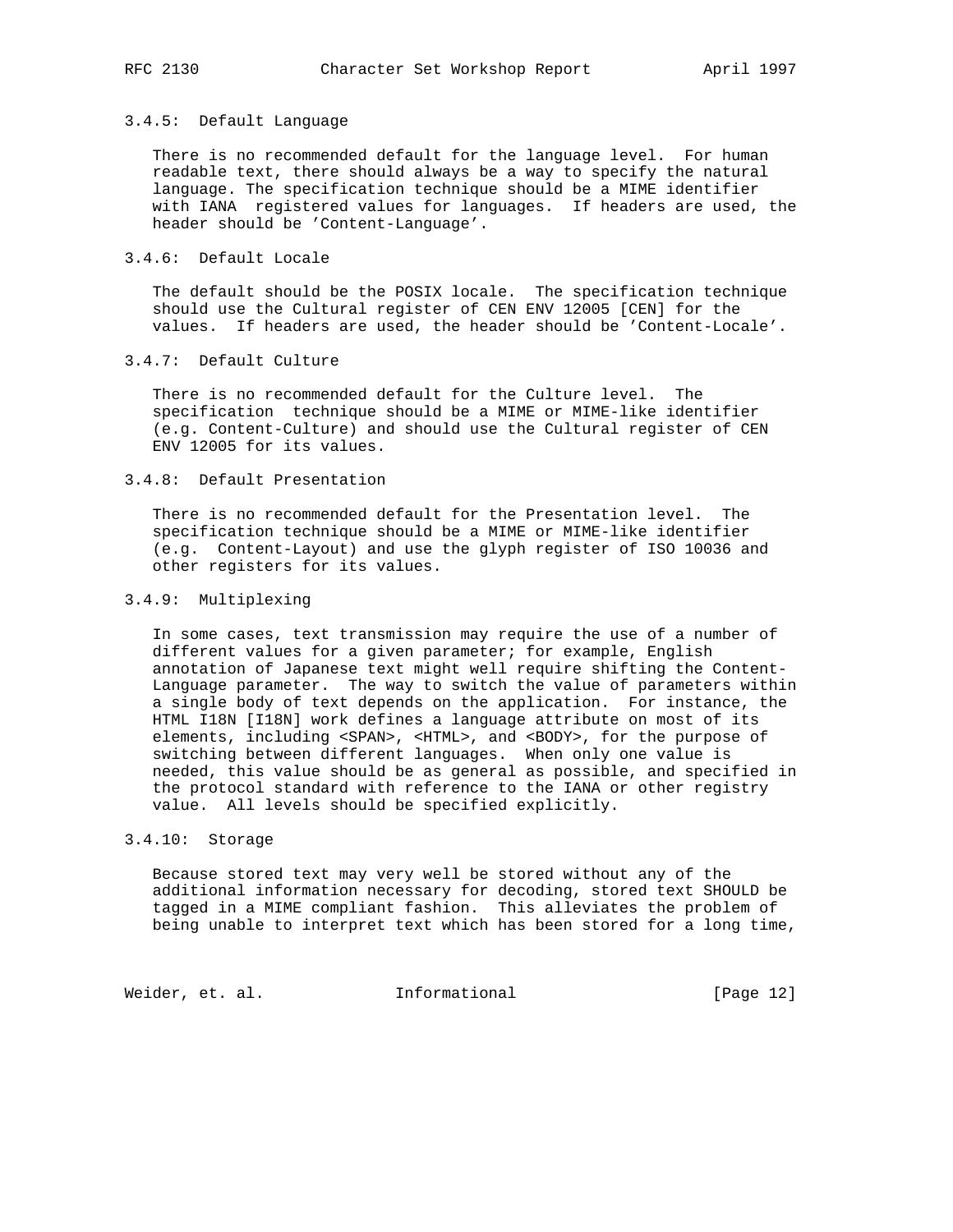### 3.4.5: Default Language

There is no recommended default for the language level. For human readable text, there should always be a way to specify the natural language. The specification technique should be a MIME identifier with IANA registered values for languages. If headers are used, the header should be 'Content-Language'.

### 3.4.6: Default Locale

The default should be the POSIX locale. The specification technique should use the Cultural register of CEN ENV 12005 [CEN] for the values. If headers are used, the header should be 'Content-Locale'.

### 3.4.7: Default Culture

There is no recommended default for the Culture level. The specification technique should be a MIME or MIME-like identifier (e.g. Content-Culture) and should use the Cultural register of CEN ENV 12005 for its values.

### 3.4.8: Default Presentation

There is no recommended default for the Presentation level. The specification technique should be a MIME or MIME-like identifier (e.g. Content-Layout) and use the glyph register of ISO 10036 and other registers for its values.

### 3.4.9: Multiplexing

In some cases, text transmission may require the use of a number of different values for a given parameter; for example, English annotation of Japanese text might well require shifting the Content-Language parameter. The way to switch the value of parameters within a single body of text depends on the application. For instance, the HTML I18N [I18N] work defines a language attribute on most of its elements, including <SPAN>, <HTML>, and <BODY>, for the purpose of switching between different languages. When only one value is needed, this value should be as general as possible, and specified in the protocol standard with reference to the IANA or other registry value. All levels should be specified explicitly.

### 3.4.10: Storage

Because stored text may very well be stored without any of the additional information necessary for decoding, stored text SHOULD be tagged in a MIME compliant fashion. This alleviates the problem of being unable to interpret text which has been stored for a long time,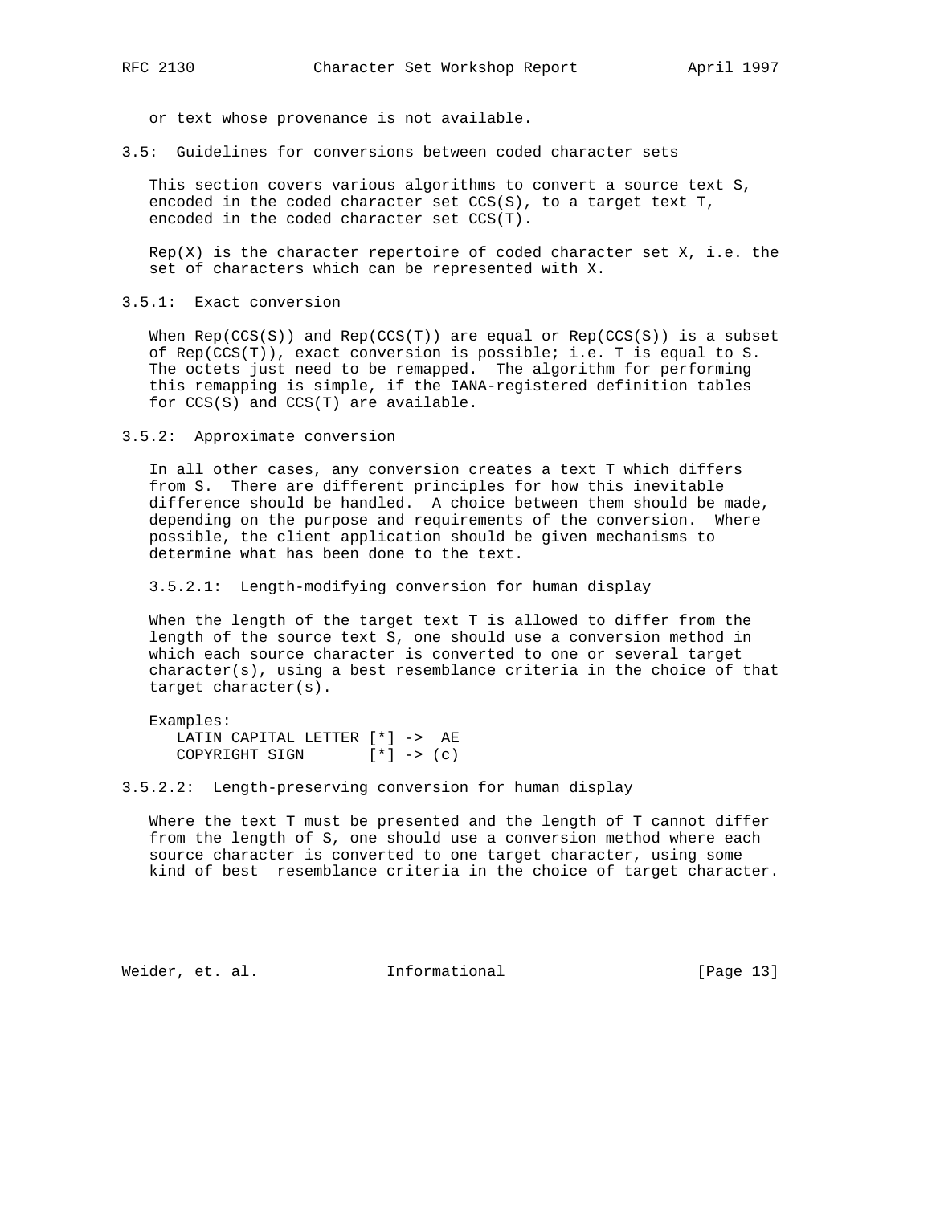or text whose provenance is not available.

### 3.5: Guidelines for conversions between coded character sets

This section covers various algorithms to convert a source text S, encoded in the coded character set CCS(S), to a target text T, encoded in the coded character set CCS(T).

Rep(X) is the character repertoire of coded character set X, i.e. the set of characters which can be represented with X.

#### 3.5.1: Exact conversion

When Rep(CCS(S)) and Rep(CCS(T)) are equal or Rep(CCS(S)) is a subset of Rep(CCS(T)), exact conversion is possible; i.e. T is equal to S. The octets just need to be remapped. The algorithm for performing this remapping is simple, if the IANA-registered definition tables for CCS(S) and CCS(T) are available.

#### 3.5.2: Approximate conversion

In all other cases, any conversion creates a text T which differs from S. There are different principles for how this inevitable difference should be handled. A choice between them should be made, depending on the purpose and requirements of the conversion. Where possible, the client application should be given mechanisms to determine what has been done to the text.

##### 3.5.2.1: Length-modifying conversion for human display

When the length of the target text T is allowed to differ from the length of the source text S, one should use a conversion method in which each source character is converted to one or several target character(s), using a best resemblance criteria in the choice of that target character(s).

Examples:

```
LATIN CAPITAL LETTER [*] ->  AE
COPYRIGHT SIGN       [*] -> (c)
```

##### 3.5.2.2: Length-preserving conversion for human display

Where the text T must be presented and the length of T cannot differ from the length of S, one should use a conversion method where each source character is converted to one target character, using some kind of best resemblance criteria in the choice of target character.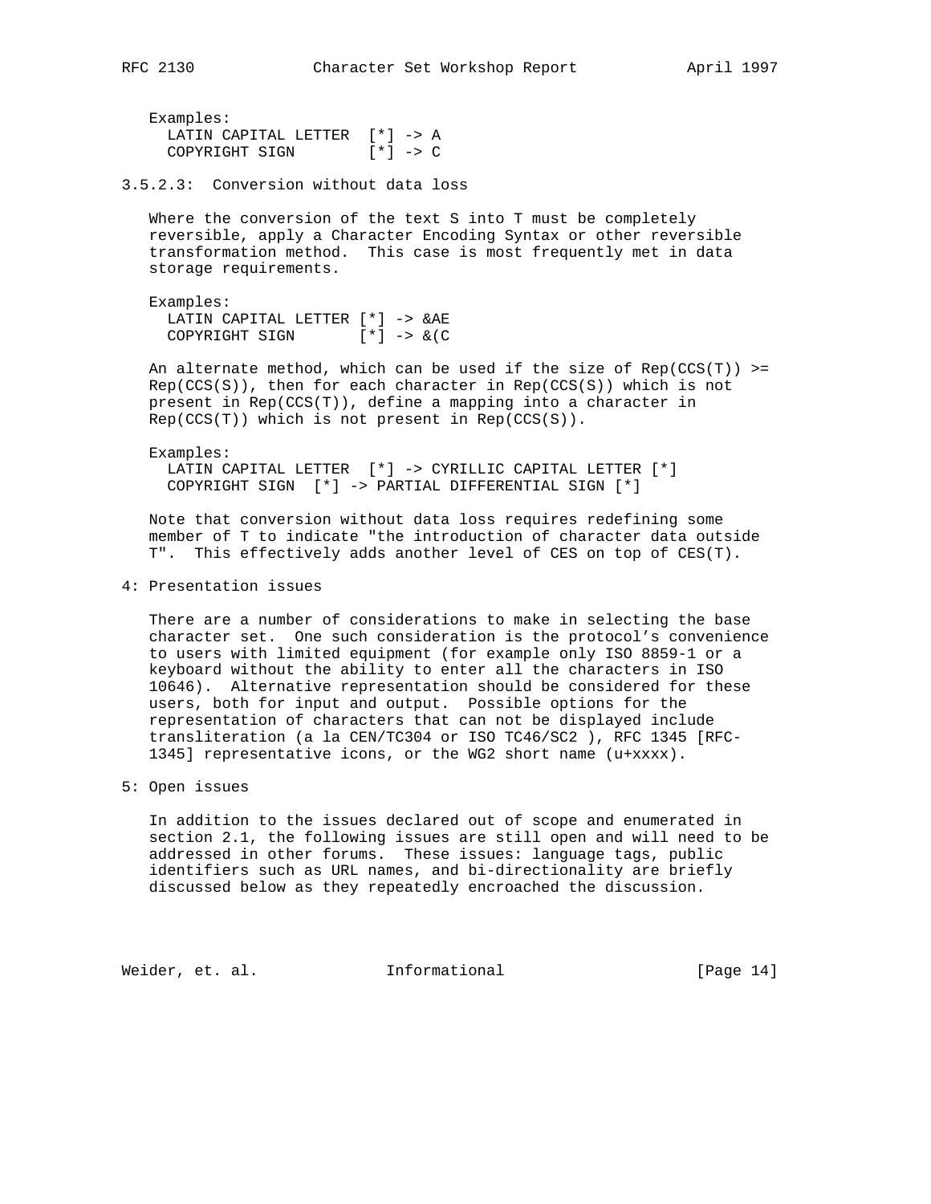Examples:

```
LATIN CAPITAL LETTER  [*] -> A
COPYRIGHT SIGN        [*] -> C
```

### 3.5.2.3: Conversion without data loss

Where the conversion of the text S into T must be completely reversible, apply a Character Encoding Syntax or other reversible transformation method. This case is most frequently met in data storage requirements.

Examples:

```
LATIN CAPITAL LETTER [*] -> &AE
COPYRIGHT SIGN       [*] -> &(C
```

An alternate method, which can be used if the size of Rep(CCS(T)) >= Rep(CCS(S)), then for each character in Rep(CCS(S)) which is not present in Rep(CCS(T)), define a mapping into a character in Rep(CCS(T)) which is not present in Rep(CCS(S)).

Examples:

```
LATIN CAPITAL LETTER  [*] -> CYRILLIC CAPITAL LETTER [*]
COPYRIGHT SIGN  [*] -> PARTIAL DIFFERENTIAL SIGN [*]
```

Note that conversion without data loss requires redefining some member of T to indicate "the introduction of character data outside T". This effectively adds another level of CES on top of CES(T).

## 4: Presentation issues

There are a number of considerations to make in selecting the base character set. One such consideration is the protocol's convenience to users with limited equipment (for example only ISO 8859-1 or a keyboard without the ability to enter all the characters in ISO 10646). Alternative representation should be considered for these users, both for input and output. Possible options for the representation of characters that can not be displayed include transliteration (a la CEN/TC304 or ISO TC46/SC2 ), RFC 1345 [RFC-1345] representative icons, or the WG2 short name (u+xxxx).

## 5: Open issues

In addition to the issues declared out of scope and enumerated in section 2.1, the following issues are still open and will need to be addressed in other forums. These issues: language tags, public identifiers such as URL names, and bi-directionality are briefly discussed below as they repeatedly encroached the discussion.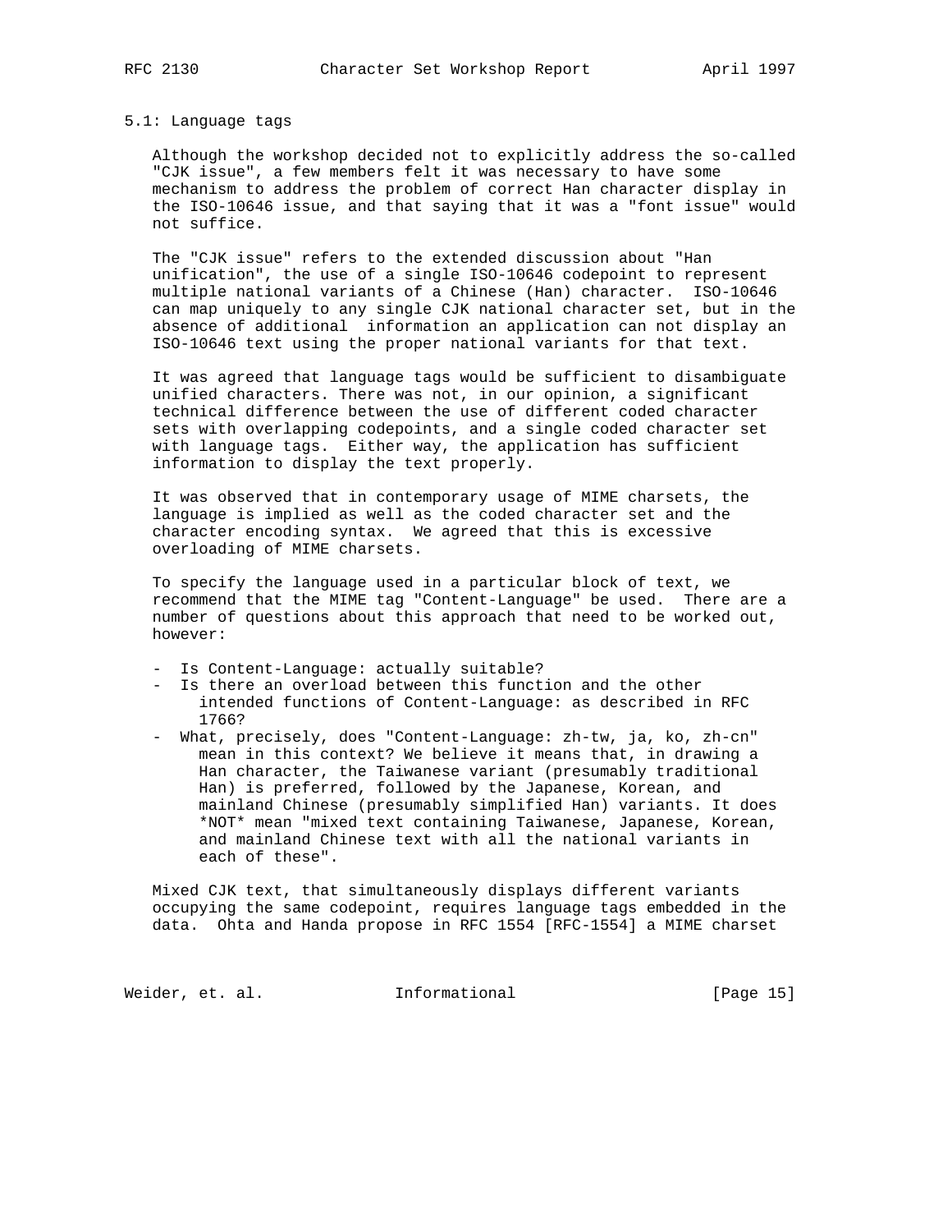### 5.1: Language tags

Although the workshop decided not to explicitly address the so-called "CJK issue", a few members felt it was necessary to have some mechanism to address the problem of correct Han character display in the ISO-10646 issue, and that saying that it was a "font issue" would not suffice.

The "CJK issue" refers to the extended discussion about "Han unification", the use of a single ISO-10646 codepoint to represent multiple national variants of a Chinese (Han) character. ISO-10646 can map uniquely to any single CJK national character set, but in the absence of additional information an application can not display an ISO-10646 text using the proper national variants for that text.

It was agreed that language tags would be sufficient to disambiguate unified characters. There was not, in our opinion, a significant technical difference between the use of different coded character sets with overlapping codepoints, and a single coded character set with language tags. Either way, the application has sufficient information to display the text properly.

It was observed that in contemporary usage of MIME charsets, the language is implied as well as the coded character set and the character encoding syntax. We agreed that this is excessive overloading of MIME charsets.

To specify the language used in a particular block of text, we recommend that the MIME tag "Content-Language" be used. There are a number of questions about this approach that need to be worked out, however:

- Is Content-Language: actually suitable?
- Is there an overload between this function and the other intended functions of Content-Language: as described in RFC 1766?
- What, precisely, does "Content-Language: zh-tw, ja, ko, zh-cn" mean in this context? We believe it means that, in drawing a Han character, the Taiwanese variant (presumably traditional Han) is preferred, followed by the Japanese, Korean, and mainland Chinese (presumably simplified Han) variants. It does *NOT* mean "mixed text containing Taiwanese, Japanese, Korean, and mainland Chinese text with all the national variants in each of these".

Mixed CJK text, that simultaneously displays different variants occupying the same codepoint, requires language tags embedded in the data. Ohta and Handa propose in RFC 1554 [RFC-1554] a MIME charset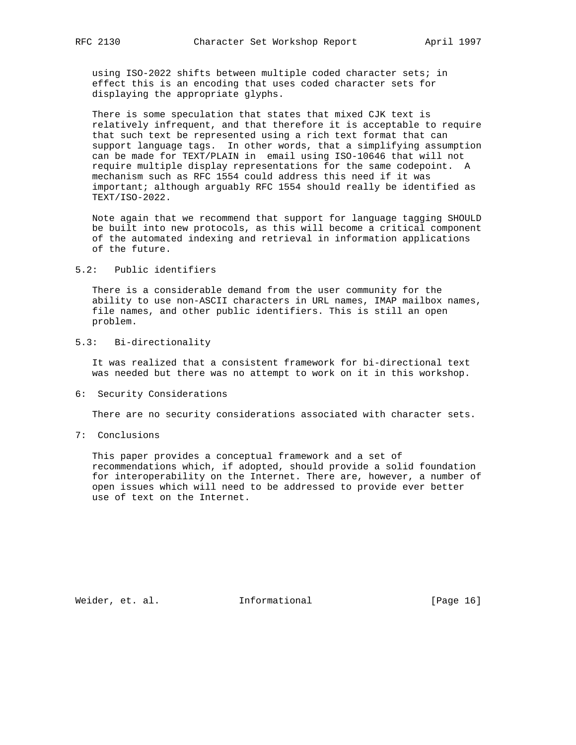using ISO-2022 shifts between multiple coded character sets; in effect this is an encoding that uses coded character sets for displaying the appropriate glyphs.

There is some speculation that states that mixed CJK text is relatively infrequent, and that therefore it is acceptable to require that such text be represented using a rich text format that can support language tags. In other words, that a simplifying assumption can be made for TEXT/PLAIN in email using ISO-10646 that will not require multiple display representations for the same codepoint. A mechanism such as RFC 1554 could address this need if it was important; although arguably RFC 1554 should really be identified as TEXT/ISO-2022.

Note again that we recommend that support for language tagging SHOULD be built into new protocols, as this will become a critical component of the automated indexing and retrieval in information applications of the future.

## 5.2: Public identifiers

There is a considerable demand from the user community for the ability to use non-ASCII characters in URL names, IMAP mailbox names, file names, and other public identifiers. This is still an open problem.

## 5.3: Bi-directionality

It was realized that a consistent framework for bi-directional text was needed but there was no attempt to work on it in this workshop.

# 6: Security Considerations

There are no security considerations associated with character sets.

# 7: Conclusions

This paper provides a conceptual framework and a set of recommendations which, if adopted, should provide a solid foundation for interoperability on the Internet. There are, however, a number of open issues which will need to be addressed to provide ever better use of text on the Internet.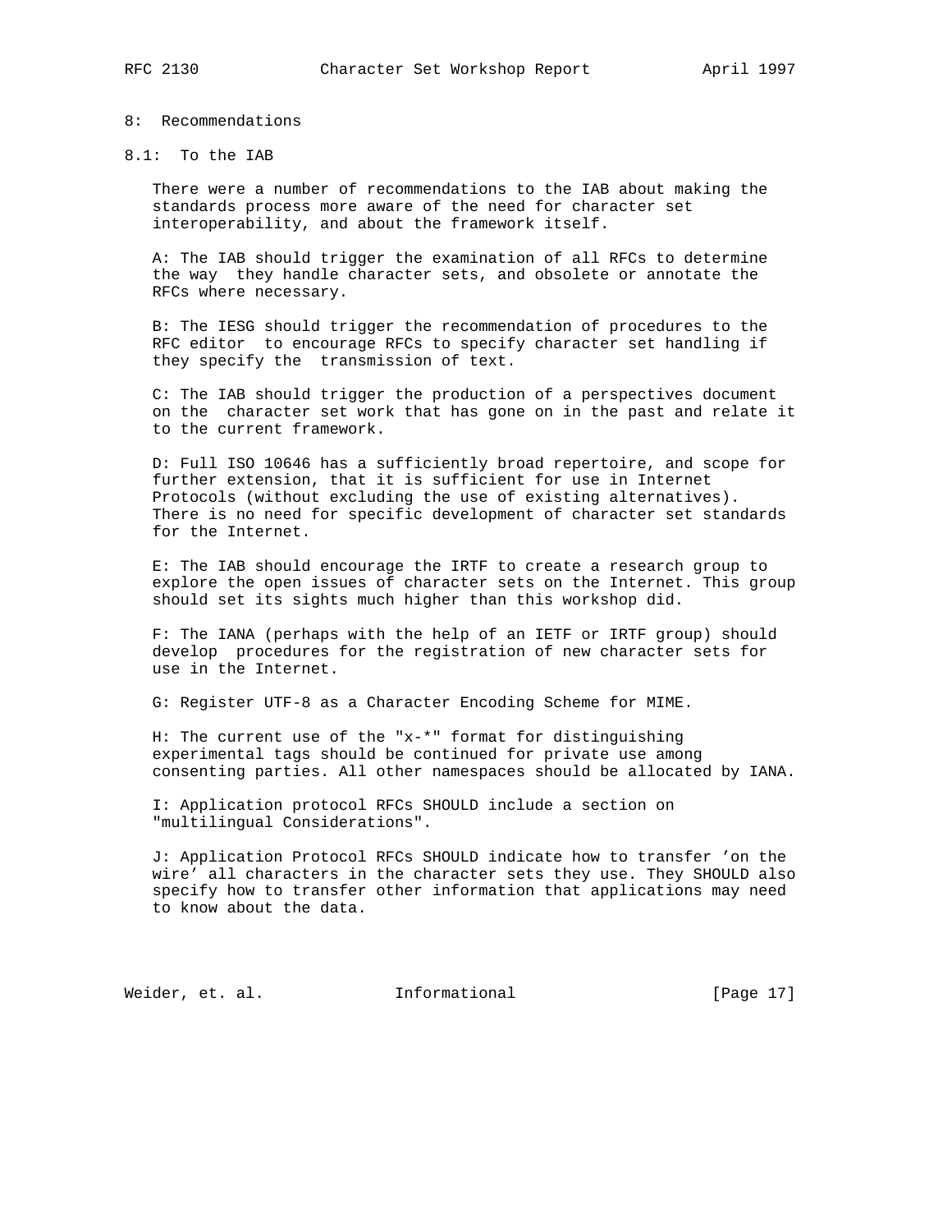## 8: Recommendations

### 8.1: To the IAB

There were a number of recommendations to the IAB about making the standards process more aware of the need for character set interoperability, and about the framework itself.

A: The IAB should trigger the examination of all RFCs to determine the way they handle character sets, and obsolete or annotate the RFCs where necessary.

B: The IESG should trigger the recommendation of procedures to the RFC editor to encourage RFCs to specify character set handling if they specify the transmission of text.

C: The IAB should trigger the production of a perspectives document on the character set work that has gone on in the past and relate it to the current framework.

D: Full ISO 10646 has a sufficiently broad repertoire, and scope for further extension, that it is sufficient for use in Internet Protocols (without excluding the use of existing alternatives). There is no need for specific development of character set standards for the Internet.

E: The IAB should encourage the IRTF to create a research group to explore the open issues of character sets on the Internet. This group should set its sights much higher than this workshop did.

F: The IANA (perhaps with the help of an IETF or IRTF group) should develop procedures for the registration of new character sets for use in the Internet.

G: Register UTF-8 as a Character Encoding Scheme for MIME.

H: The current use of the "x-*" format for distinguishing experimental tags should be continued for private use among consenting parties. All other namespaces should be allocated by IANA.

I: Application protocol RFCs SHOULD include a section on "multilingual Considerations".

J: Application Protocol RFCs SHOULD indicate how to transfer 'on the wire' all characters in the character sets they use. They SHOULD also specify how to transfer other information that applications may need to know about the data.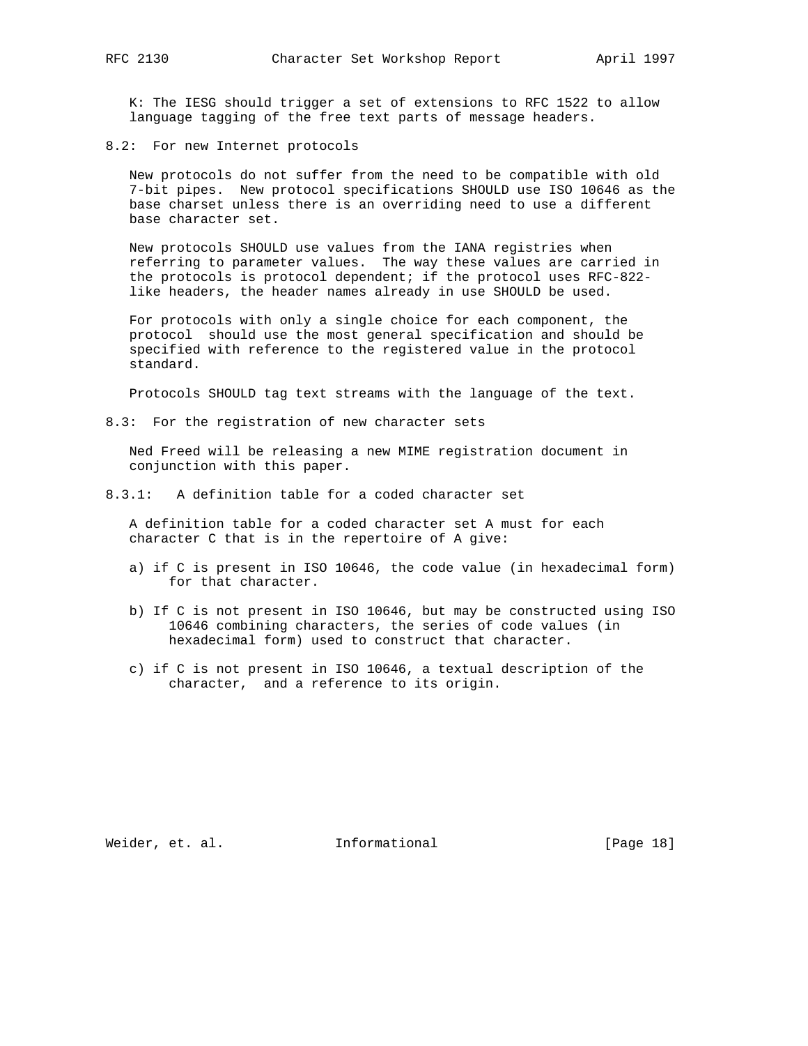K: The IESG should trigger a set of extensions to RFC 1522 to allow language tagging of the free text parts of message headers.

## 8.2: For new Internet protocols

New protocols do not suffer from the need to be compatible with old 7-bit pipes. New protocol specifications SHOULD use ISO 10646 as the base charset unless there is an overriding need to use a different base character set.

New protocols SHOULD use values from the IANA registries when referring to parameter values. The way these values are carried in the protocols is protocol dependent; if the protocol uses RFC-822-like headers, the header names already in use SHOULD be used.

For protocols with only a single choice for each component, the protocol should use the most general specification and should be specified with reference to the registered value in the protocol standard.

Protocols SHOULD tag text streams with the language of the text.

## 8.3: For the registration of new character sets

Ned Freed will be releasing a new MIME registration document in conjunction with this paper.

### 8.3.1: A definition table for a coded character set

A definition table for a coded character set A must for each character C that is in the repertoire of A give:

a) if C is present in ISO 10646, the code value (in hexadecimal form) for that character.

b) If C is not present in ISO 10646, but may be constructed using ISO 10646 combining characters, the series of code values (in hexadecimal form) used to construct that character.

c) if C is not present in ISO 10646, a textual description of the character, and a reference to its origin.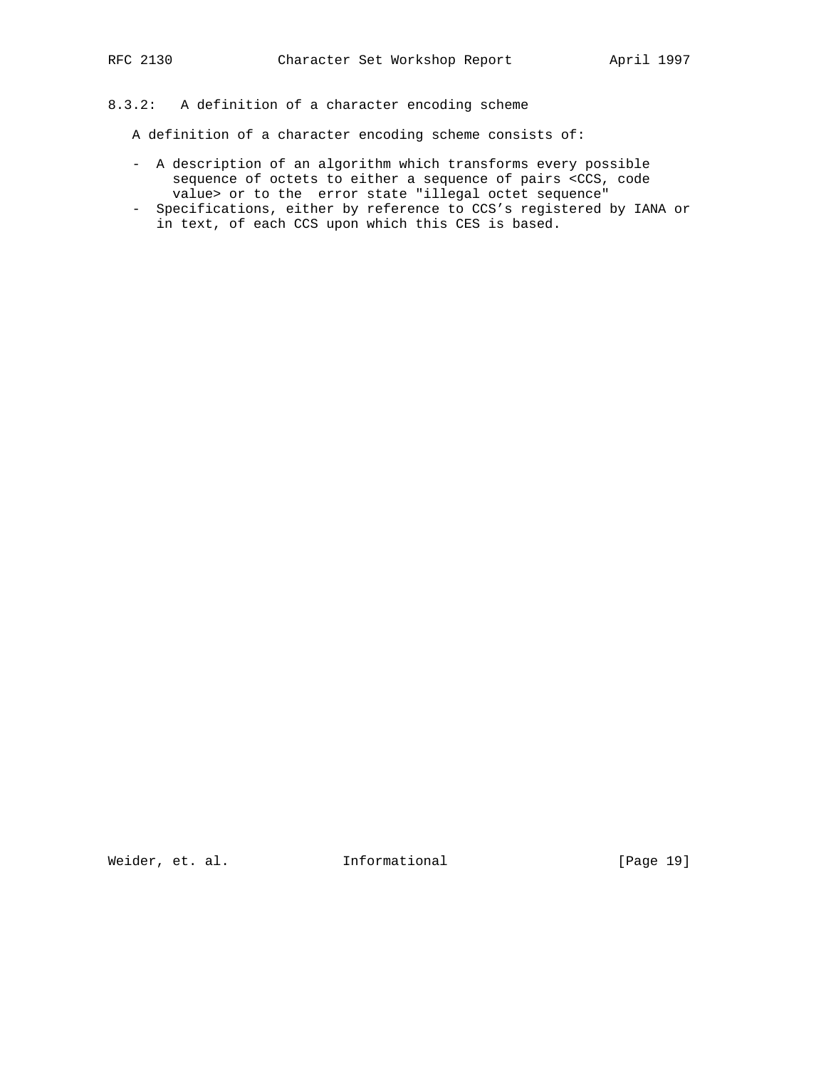### 8.3.2: A definition of a character encoding scheme

A definition of a character encoding scheme consists of:

- A description of an algorithm which transforms every possible sequence of octets to either a sequence of pairs <CCS, code value> or to the error state "illegal octet sequence"
- Specifications, either by reference to CCS's registered by IANA or in text, of each CCS upon which this CES is based.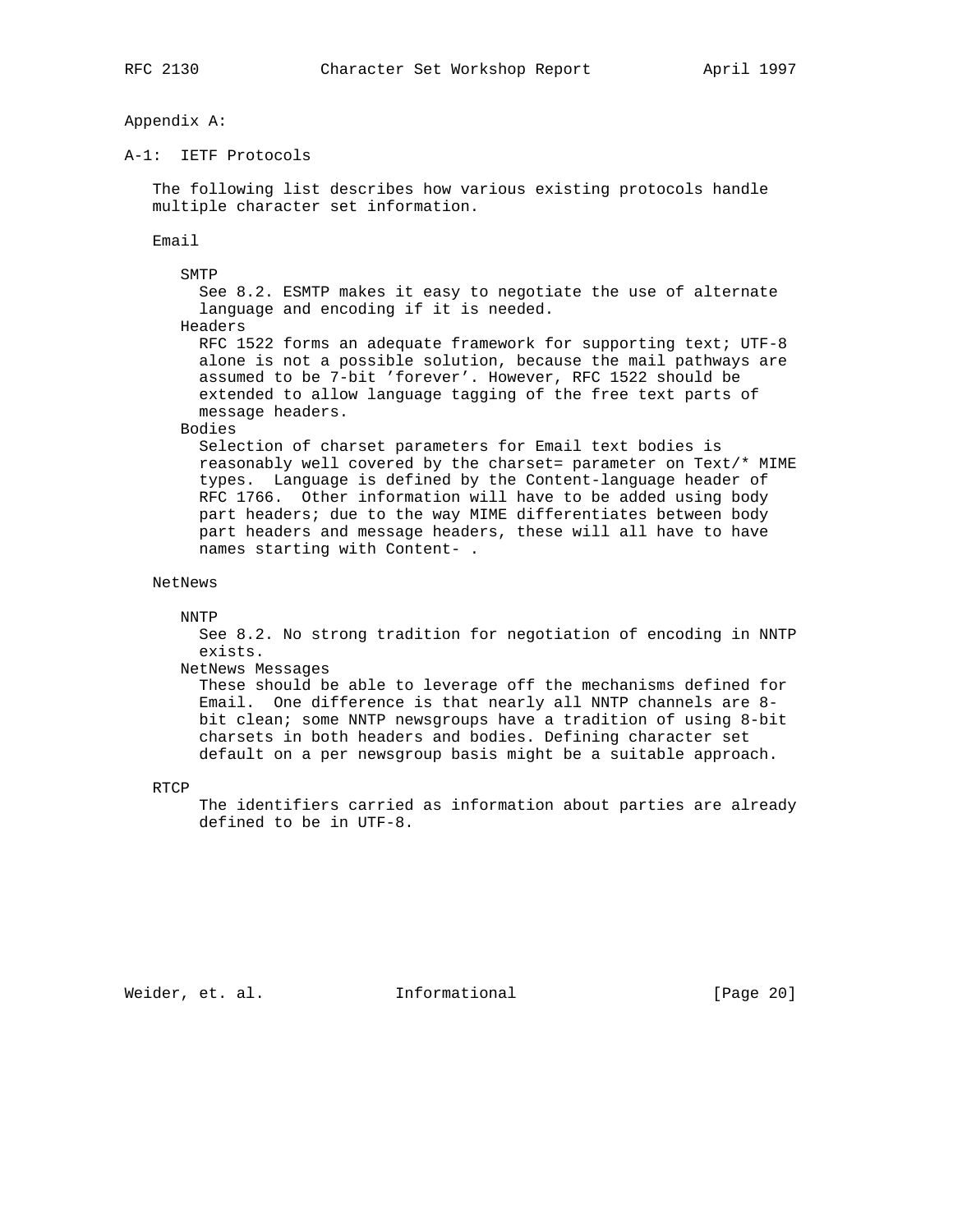## Appendix A:

### A-1: IEEE Protocols

The following list describes how various existing protocols handle multiple character set information.

#### Email

**SMTP**

See 8.2. ESMTP makes it easy to negotiate the use of alternate language and encoding if it is needed.

**Headers**

RFC 1522 forms an adequate framework for supporting text; UTF-8 alone is not a possible solution, because the mail pathways are assumed to be 7-bit 'forever'. However, RFC 1522 should be extended to allow language tagging of the free text parts of message headers.

**Bodies**

Selection of charset parameters for Email text bodies is reasonably well covered by the charset= parameter on Text/* MIME types. Language is defined by the Content-language header of RFC 1766. Other information will have to be added using body part headers; due to the way MIME differentiates between body part headers and message headers, these will all have to have names starting with Content- .

#### NetNews

**NNTP**

See 8.2. No strong tradition for negotiation of encoding in NNTP exists.

**NetNews Messages**

These should be able to leverage off the mechanisms defined for Email. One difference is that nearly all NNTP channels are 8-bit clean; some NNTP newsgroups have a tradition of using 8-bit charsets in both headers and bodies. Defining character set default on a per newsgroup basis might be a suitable approach.

#### RTCP

The identifiers carried as information about parties are already defined to be in UTF-8.

## Appendix A:

### A-1: IETF Protocols

The following list describes how various existing protocols handle multiple character set information.

#### Email

**SMTP**

See 8.2. ESMTP makes it easy to negotiate the use of alternate language and encoding if it is needed.

**Headers**

RFC 1522 forms an adequate framework for supporting text; UTF-8 alone is not a possible solution, because the mail pathways are assumed to be 7-bit 'forever'. However, RFC 1522 should be extended to allow language tagging of the free text parts of message headers.

**Bodies**

Selection of charset parameters for Email text bodies is reasonably well covered by the charset= parameter on Text/* MIME types. Language is defined by the Content-language header of RFC 1766. Other information will have to be added using body part headers; due to the way MIME differentiates between body part headers and message headers, these will all have to have names starting with Content- .

#### NetNews

**NNTP**

See 8.2. No strong tradition for negotiation of encoding in NNTP exists.

**NetNews Messages**

These should be able to leverage off the mechanisms defined for Email. One difference is that nearly all NNTP channels are 8-bit clean; some NNTP newsgroups have a tradition of using 8-bit charsets in both headers and bodies. Defining character set default on a per newsgroup basis might be a suitable approach.

#### RTCP

The identifiers carried as information about parties are already defined to be in UTF-8.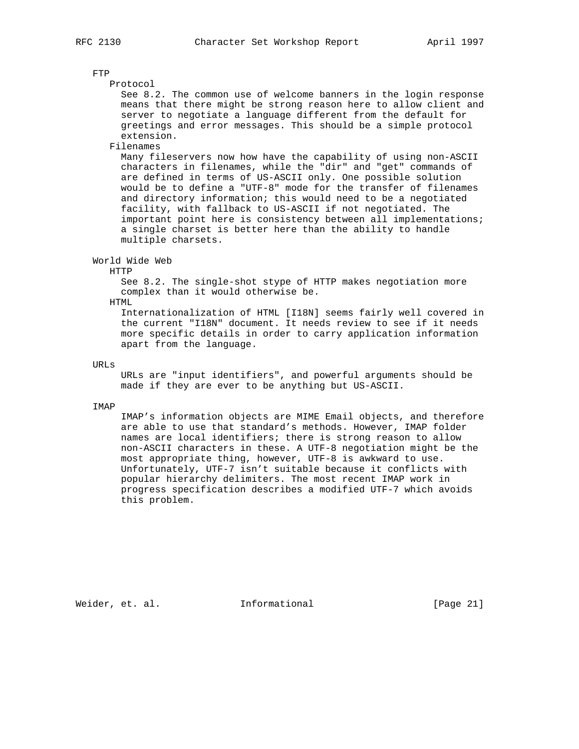FTP

Protocol

See 8.2. The common use of welcome banners in the login response means that there might be strong reason here to allow client and server to negotiate a language different from the default for greetings and error messages. This should be a simple protocol extension.

Filenames

Many fileservers now how have the capability of using non-ASCII characters in filenames, while the "dir" and "get" commands of are defined in terms of US-ASCII only. One possible solution would be to define a "UTF-8" mode for the transfer of filenames and directory information; this would need to be a negotiated facility, with fallback to US-ASCII if not negotiated. The important point here is consistency between all implementations; a single charset is better here than the ability to handle multiple charsets.

World Wide Web

HTTP

See 8.2. The single-shot stype of HTTP makes negotiation more complex than it would otherwise be.

HTML

Internationalization of HTML [I18N] seems fairly well covered in the current "I18N" document. It needs review to see if it needs more specific details in order to carry application information apart from the language.

URLs

URLs are "input identifiers", and powerful arguments should be made if they are ever to be anything but US-ASCII.

IMAP

IMAP’s information objects are MIME Email objects, and therefore are able to use that standard’s methods. However, IMAP folder names are local identifiers; there is strong reason to allow non-ASCII characters in these. A UTF-8 negotiation might be the most appropriate thing, however, UTF-8 is awkward to use. Unfortunately, UTF-7 isn’t suitable because it conflicts with popular hierarchy delimiters. The most recent IMAP work in progress specification describes a modified UTF-7 which avoids this problem.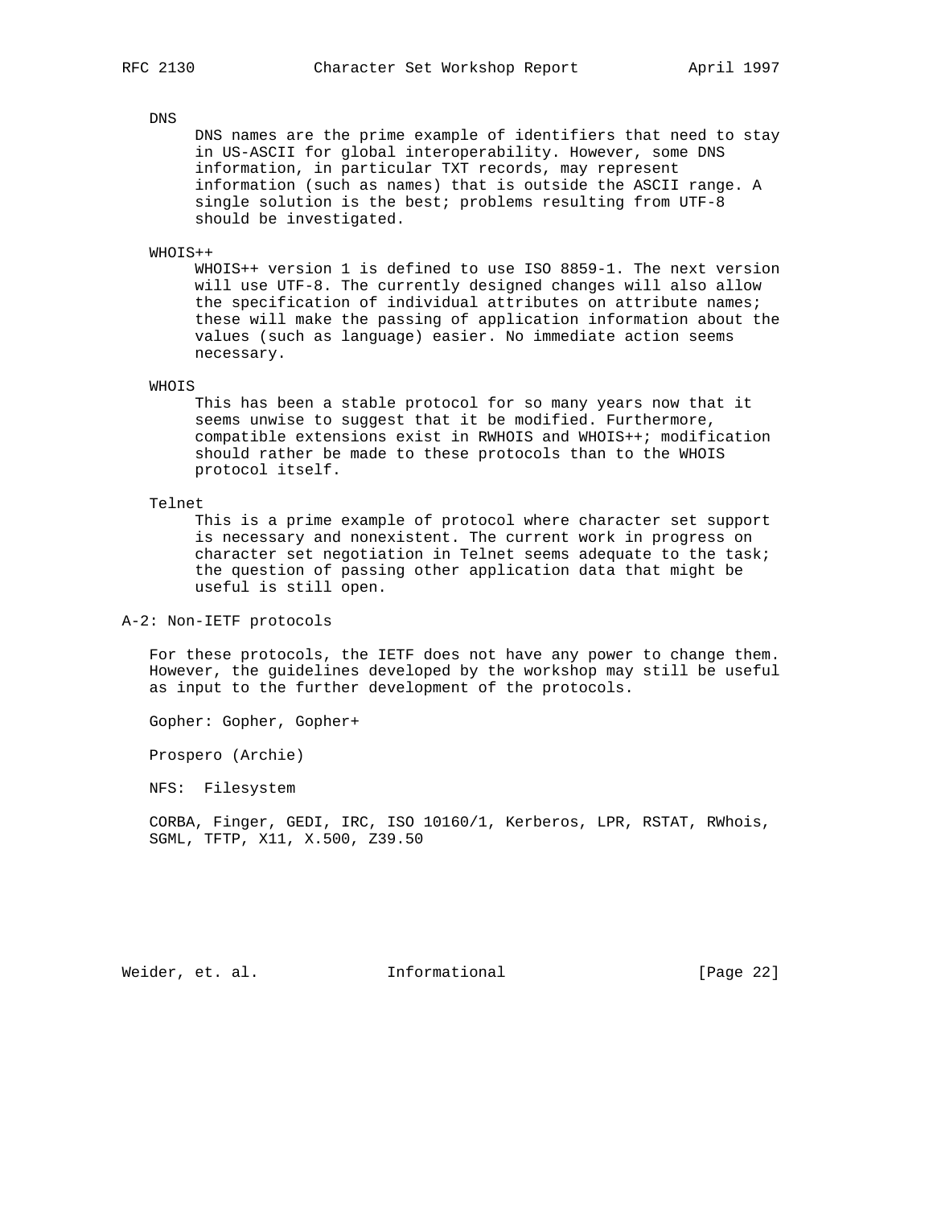DNS

DNS names are the prime example of identifiers that need to stay in US-ASCII for global interoperability. However, some DNS information, in particular TXT records, may represent information (such as names) that is outside the ASCII range. A single solution is the best; problems resulting from UTF-8 should be investigated.

WHOIS++

WHOIS++ version 1 is defined to use ISO 8859-1. The next version will use UTF-8. The currently designed changes will also allow the specification of individual attributes on attribute names; these will make the passing of application information about the values (such as language) easier. No immediate action seems necessary.

WHOIS

This has been a stable protocol for so many years now that it seems unwise to suggest that it be modified. Furthermore, compatible extensions exist in RWHOIS and WHOIS++; modification should rather be made to these protocols than to the WHOIS protocol itself.

Telnet

This is a prime example of protocol where character set support is necessary and nonexistent. The current work in progress on character set negotiation in Telnet seems adequate to the task; the question of passing other application data that might be useful is still open.

## A-2: Non-IETF protocols

For these protocols, the IETF does not have any power to change them. However, the guidelines developed by the workshop may still be useful as input to the further development of the protocols.

Gopher: Gopher, Gopher+

Prospero (Archie)

NFS: Filesystem

CORBA, Finger, GEDI, IRC, ISO 10160/1, Kerberos, LPR, RSTAT, RWhois, SGML, TFTP, X11, X.500, Z39.50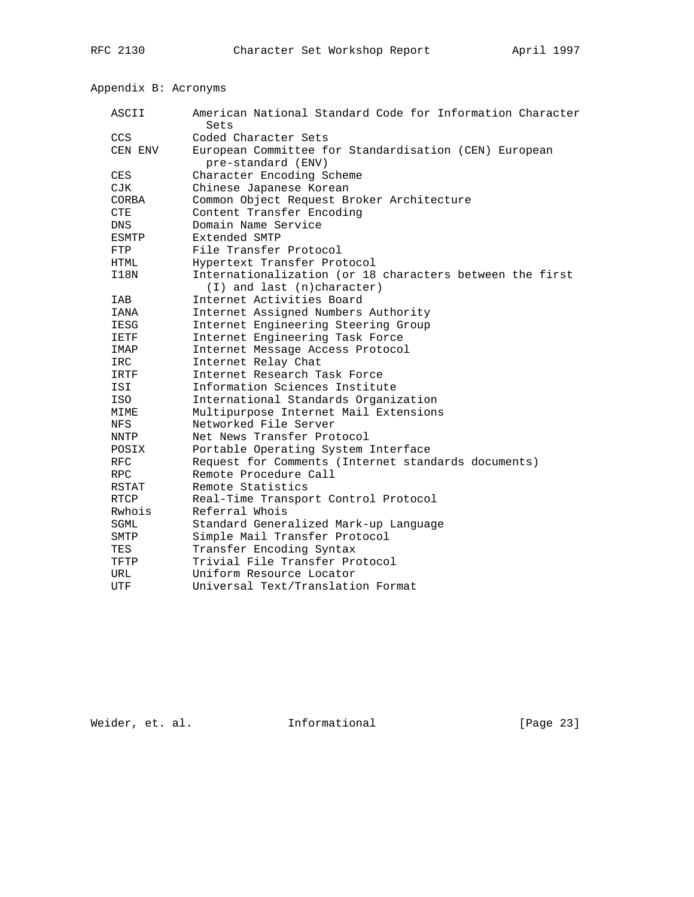## Appendix B: Acronyms

| | |
|---|---|
| ASCII | American National Standard Code for Information Character Sets |
| CCS | Coded Character Sets |
| CEN ENV | European Committee for Standardisation (CEN) European pre-standard (ENV) |
| CES | Character Encoding Scheme |
| CJK | Chinese Japanese Korean |
| CORBA | Common Object Request Broker Architecture |
| CTE | Content Transfer Encoding |
| DNS | Domain Name Service |
| ESMTP | Extended SMTP |
| FTP | File Transfer Protocol |
| HTML | Hypertext Transfer Protocol |
| I18N | Internationalization (or 18 characters between the first (I) and last (n)character) |
| IAB | Internet Activities Board |
| IANA | Internet Assigned Numbers Authority |
| IESG | Internet Engineering Steering Group |
| IETF | Internet Engineering Task Force |
| IMAP | Internet Message Access Protocol |
| IRC | Internet Relay Chat |
| IRTF | Internet Research Task Force |
| ISI | Information Sciences Institute |
| ISO | International Standards Organization |
| MIME | Multipurpose Internet Mail Extensions |
| NFS | Networked File Server |
| NNTP | Net News Transfer Protocol |
| POSIX | Portable Operating System Interface |
| RFC | Request for Comments (Internet standards documents) |
| RPC | Remote Procedure Call |
| RSTAT | Remote Statistics |
| RTCP | Real-Time Transport Control Protocol |
| Rwhois | Referral Whois |
| SGML | Standard Generalized Mark-up Language |
| SMTP | Simple Mail Transfer Protocol |
| TES | Transfer Encoding Syntax |
| TFTP | Trivial File Transfer Protocol |
| URL | Uniform Resource Locator |
| UTF | Universal Text/Translation Format |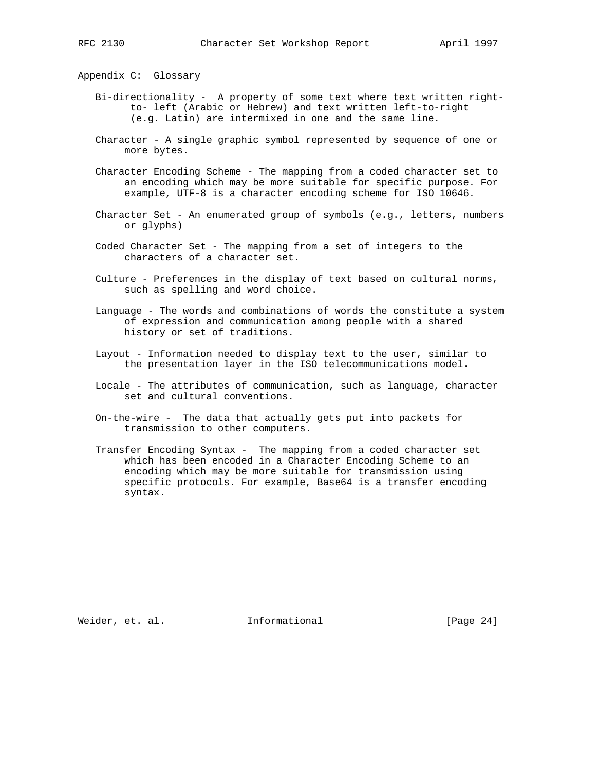## Appendix C: Glossary

Bi-directionality - A property of some text where text written right-to- left (Arabic or Hebrew) and text written left-to-right (e.g. Latin) are intermixed in one and the same line.

Character - A single graphic symbol represented by sequence of one or more bytes.

Character Encoding Scheme - The mapping from a coded character set to an encoding which may be more suitable for specific purpose. For example, UTF-8 is a character encoding scheme for ISO 10646.

Character Set - An enumerated group of symbols (e.g., letters, numbers or glyphs)

Coded Character Set - The mapping from a set of integers to the characters of a character set.

Culture - Preferences in the display of text based on cultural norms, such as spelling and word choice.

Language - The words and combinations of words the constitute a system of expression and communication among people with a shared history or set of traditions.

Layout - Information needed to display text to the user, similar to the presentation layer in the ISO telecommunications model.

Locale - The attributes of communication, such as language, character set and cultural conventions.

On-the-wire - The data that actually gets put into packets for transmission to other computers.

Transfer Encoding Syntax - The mapping from a coded character set which has been encoded in a Character Encoding Scheme to an encoding which may be more suitable for transmission using specific protocols. For example, Base64 is a transfer encoding syntax.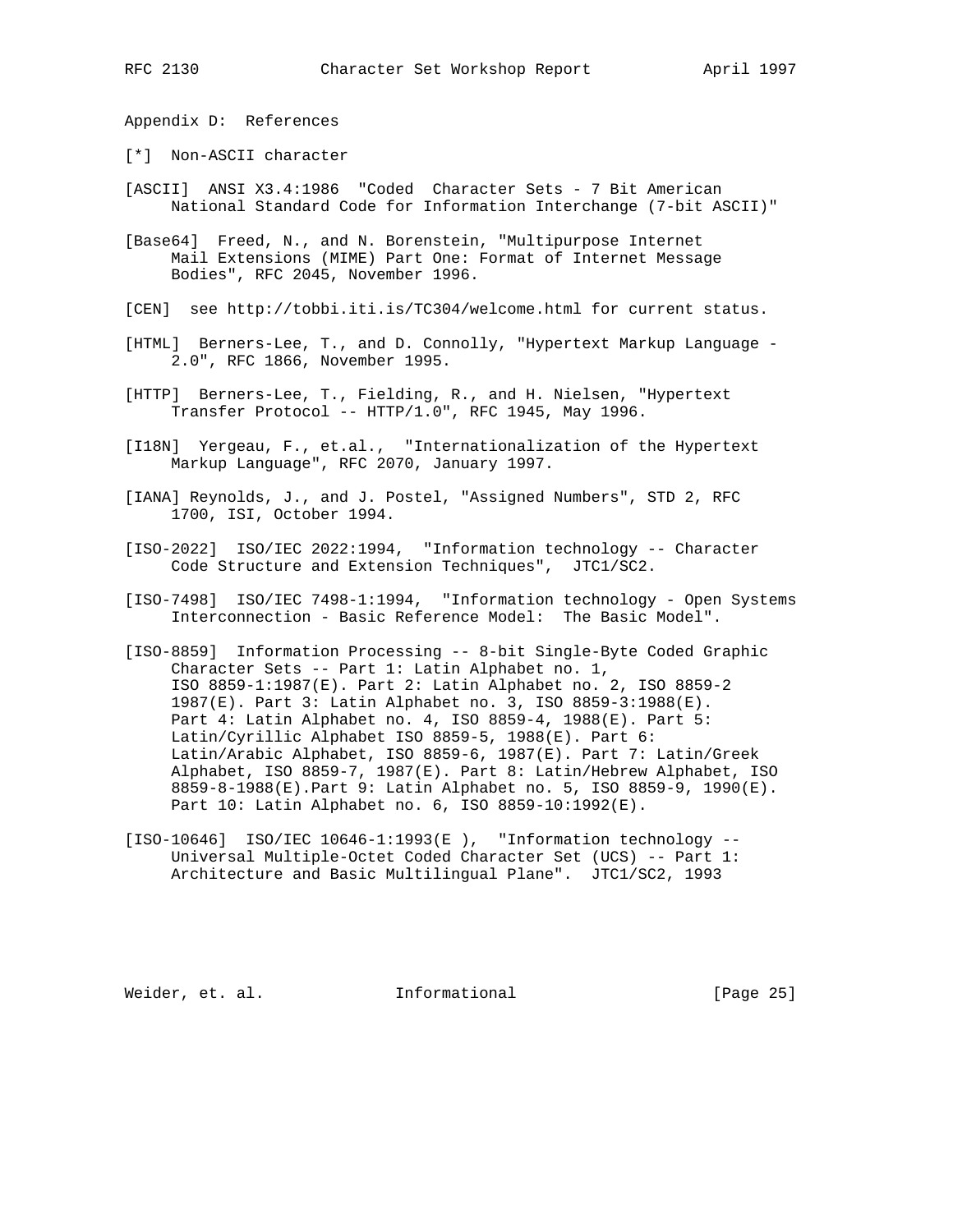## Appendix D: References

[*] Non-ASCII character

[ASCII] ANSI X3.4:1986 "Coded Character Sets - 7 Bit American National Standard Code for Information Interchange (7-bit ASCII)"

[Base64] Freed, N., and N. Borenstein, "Multipurpose Internet Mail Extensions (MIME) Part One: Format of Internet Message Bodies", RFC 2045, November 1996.

[CEN] see http://tobbi.iti.is/TC304/welcome.html for current status.

[HTML] Berners-Lee, T., and D. Connolly, "Hypertext Markup Language - 2.0", RFC 1866, November 1995.

[HTTP] Berners-Lee, T., Fielding, R., and H. Nielsen, "Hypertext Transfer Protocol -- HTTP/1.0", RFC 1945, May 1996.

[I18N] Yergeau, F., et.al., "Internationalization of the Hypertext Markup Language", RFC 2070, January 1997.

[IANA] Reynolds, J., and J. Postel, "Assigned Numbers", STD 2, RFC 1700, ISI, October 1994.

[ISO-2022] ISO/IEC 2022:1994, "Information technology -- Character Code Structure and Extension Techniques", JTC1/SC2.

[ISO-7498] ISO/IEC 7498-1:1994, "Information technology - Open Systems Interconnection - Basic Reference Model: The Basic Model".

[ISO-8859] Information Processing -- 8-bit Single-Byte Coded Graphic Character Sets -- Part 1: Latin Alphabet no. 1, ISO 8859-1:1987(E). Part 2: Latin Alphabet no. 2, ISO 8859-2 1987(E). Part 3: Latin Alphabet no. 3, ISO 8859-3:1988(E). Part 4: Latin Alphabet no. 4, ISO 8859-4, 1988(E). Part 5: Latin/Cyrillic Alphabet ISO 8859-5, 1988(E). Part 6: Latin/Arabic Alphabet, ISO 8859-6, 1987(E). Part 7: Latin/Greek Alphabet, ISO 8859-7, 1987(E). Part 8: Latin/Hebrew Alphabet, ISO 8859-8-1988(E).Part 9: Latin Alphabet no. 5, ISO 8859-9, 1990(E). Part 10: Latin Alphabet no. 6, ISO 8859-10:1992(E).

[ISO-10646] ISO/IEC 10646-1:1993(E ), "Information technology -- Universal Multiple-Octet Coded Character Set (UCS) -- Part 1: Architecture and Basic Multilingual Plane". JTC1/SC2, 1993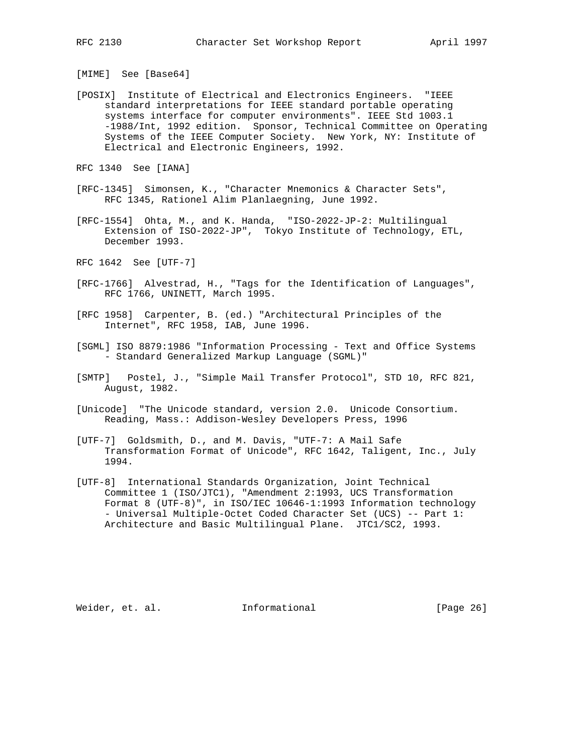[MIME]  See [Base64]

[POSIX]  Institute of Electrical and Electronics Engineers.  "IEEE standard interpretations for IEEE standard portable operating systems interface for computer environments". IEEE Std 1003.1 -1988/Int, 1992 edition.  Sponsor, Technical Committee on Operating Systems of the IEEE Computer Society.  New York, NY: Institute of Electrical and Electronic Engineers, 1992.

RFC 1340  See [IANA]

[RFC-1345]  Simonsen, K., "Character Mnemonics & Character Sets", RFC 1345, Rationel Alim Planlaegning, June 1992.

[RFC-1554]  Ohta, M., and K. Handa,  "ISO-2022-JP-2: Multilingual Extension of ISO-2022-JP",  Tokyo Institute of Technology, ETL, December 1993.

RFC 1642  See [UTF-7]

[RFC-1766]  Alvestrad, H., "Tags for the Identification of Languages", RFC 1766, UNINETT, March 1995.

[RFC 1958]  Carpenter, B. (ed.) "Architectural Principles of the Internet", RFC 1958, IAB, June 1996.

[SGML] ISO 8879:1986 "Information Processing - Text and Office Systems - Standard Generalized Markup Language (SGML)"

[SMTP]   Postel, J., "Simple Mail Transfer Protocol", STD 10, RFC 821, August, 1982.

[Unicode]  "The Unicode standard, version 2.0.  Unicode Consortium. Reading, Mass.: Addison-Wesley Developers Press, 1996

[UTF-7]  Goldsmith, D., and M. Davis, "UTF-7: A Mail Safe Transformation Format of Unicode", RFC 1642, Taligent, Inc., July 1994.

[UTF-8]  International Standards Organization, Joint Technical Committee 1 (ISO/JTC1), "Amendment 2:1993, UCS Transformation Format 8 (UTF-8)", in ISO/IEC 10646-1:1993 Information technology - Universal Multiple-Octet Coded Character Set (UCS) -- Part 1: Architecture and Basic Multilingual Plane.  JTC1/SC2, 1993.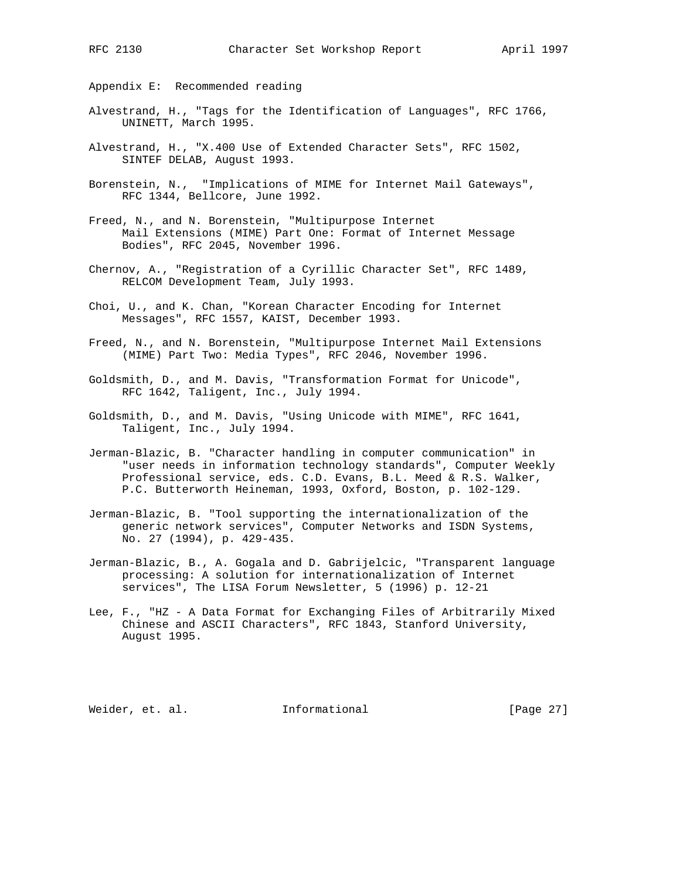## Appendix E:  Recommended reading

Alvestrand, H., "Tags for the Identification of Languages", RFC 1766, UNINETT, March 1995.

Alvestrand, H., "X.400 Use of Extended Character Sets", RFC 1502, SINTEF DELAB, August 1993.

Borenstein, N.,  "Implications of MIME for Internet Mail Gateways", RFC 1344, Bellcore, June 1992.

Freed, N., and N. Borenstein, "Multipurpose Internet Mail Extensions (MIME) Part One: Format of Internet Message Bodies", RFC 2045, November 1996.

Chernov, A., "Registration of a Cyrillic Character Set", RFC 1489, RELCOM Development Team, July 1993.

Choi, U., and K. Chan, "Korean Character Encoding for Internet Messages", RFC 1557, KAIST, December 1993.

Freed, N., and N. Borenstein, "Multipurpose Internet Mail Extensions (MIME) Part Two: Media Types", RFC 2046, November 1996.

Goldsmith, D., and M. Davis, "Transformation Format for Unicode", RFC 1642, Taligent, Inc., July 1994.

Goldsmith, D., and M. Davis, "Using Unicode with MIME", RFC 1641, Taligent, Inc., July 1994.

Jerman-Blazic, B. "Character handling in computer communication" in "user needs in information technology standards", Computer Weekly Professional service, eds. C.D. Evans, B.L. Meed & R.S. Walker, P.C. Butterworth Heineman, 1993, Oxford, Boston, p. 102-129.

Jerman-Blazic, B. "Tool supporting the internationalization of the generic network services", Computer Networks and ISDN Systems, No. 27 (1994), p. 429-435.

Jerman-Blazic, B., A. Gogala and D. Gabrijelcic, "Transparent language processing: A solution for internationalization of Internet services", The LISA Forum Newsletter, 5 (1996) p. 12-21

Lee, F., "HZ - A Data Format for Exchanging Files of Arbitrarily Mixed Chinese and ASCII Characters", RFC 1843, Stanford University, August 1995.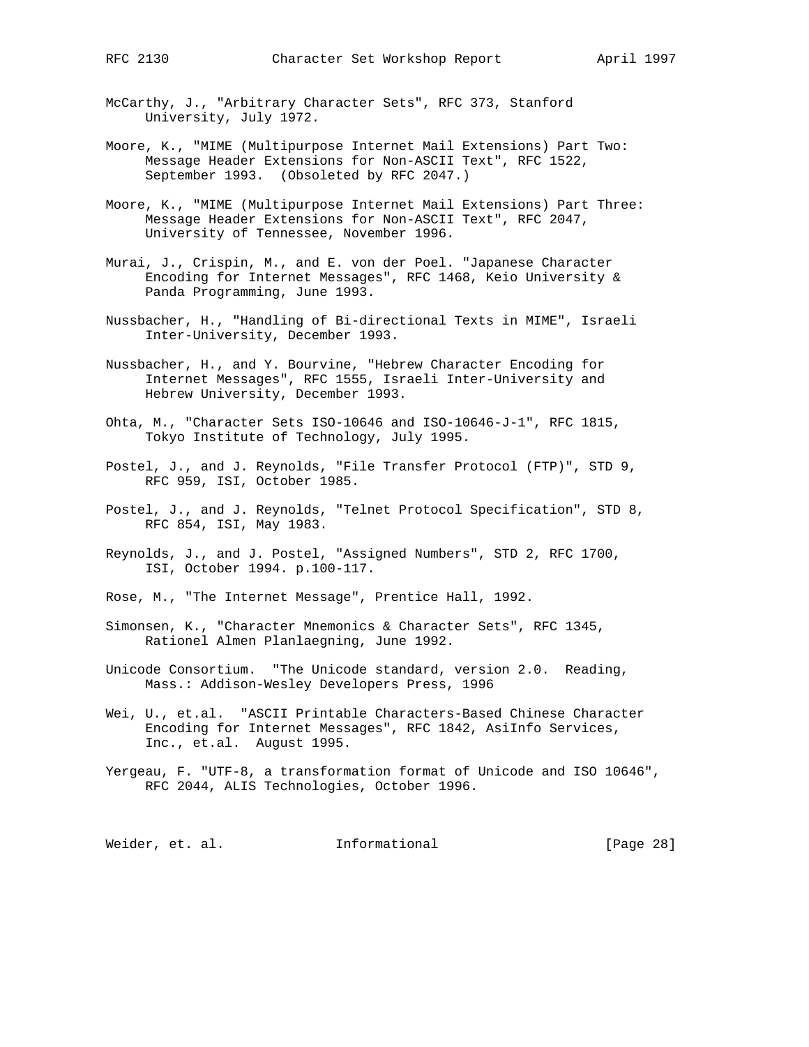McCarthy, J., "Arbitrary Character Sets", RFC 373, Stanford University, July 1972.

Moore, K., "MIME (Multipurpose Internet Mail Extensions) Part Two: Message Header Extensions for Non-ASCII Text", RFC 1522, September 1993. (Obsoleted by RFC 2047.)

Moore, K., "MIME (Multipurpose Internet Mail Extensions) Part Three: Message Header Extensions for Non-ASCII Text", RFC 2047, University of Tennessee, November 1996.

Murai, J., Crispin, M., and E. von der Poel. "Japanese Character Encoding for Internet Messages", RFC 1468, Keio University & Panda Programming, June 1993.

Nussbacher, H., "Handling of Bi-directional Texts in MIME", Israeli Inter-University, December 1993.

Nussbacher, H., and Y. Bourvine, "Hebrew Character Encoding for Internet Messages", RFC 1555, Israeli Inter-University and Hebrew University, December 1993.

Ohta, M., "Character Sets ISO-10646 and ISO-10646-J-1", RFC 1815, Tokyo Institute of Technology, July 1995.

Postel, J., and J. Reynolds, "File Transfer Protocol (FTP)", STD 9, RFC 959, ISI, October 1985.

Postel, J., and J. Reynolds, "Telnet Protocol Specification", STD 8, RFC 854, ISI, May 1983.

Reynolds, J., and J. Postel, "Assigned Numbers", STD 2, RFC 1700, ISI, October 1994. p.100-117.

Rose, M., "The Internet Message", Prentice Hall, 1992.

Simonsen, K., "Character Mnemonics & Character Sets", RFC 1345, Rationel Almen Planlaegning, June 1992.

Unicode Consortium. "The Unicode standard, version 2.0. Reading, Mass.: Addison-Wesley Developers Press, 1996

Wei, U., et.al. "ASCII Printable Characters-Based Chinese Character Encoding for Internet Messages", RFC 1842, AsiInfo Services, Inc., et.al. August 1995.

Yergeau, F. "UTF-8, a transformation format of Unicode and ISO 10646", RFC 2044, ALIS Technologies, October 1996.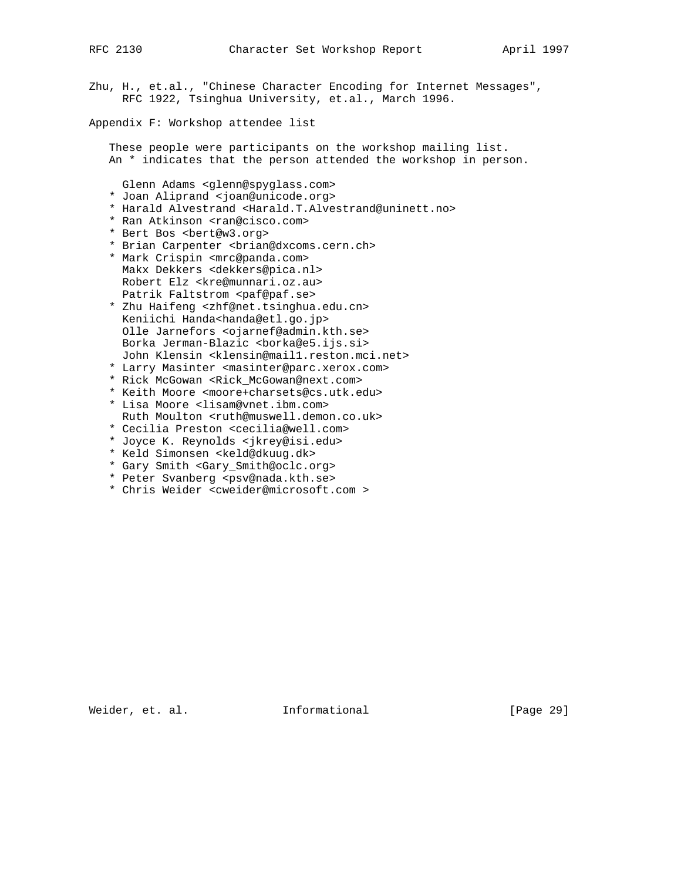Zhu, H., et.al., "Chinese Character Encoding for Internet Messages", RFC 1922, Tsinghua University, et.al., March 1996.

## Appendix F: Workshop attendee list

These people were participants on the workshop mailing list. An * indicates that the person attended the workshop in person.

```
  Glenn Adams <glenn@spyglass.com>
* Joan Aliprand <joan@unicode.org>
* Harald Alvestrand <Harald.T.Alvestrand@uninett.no>
* Ran Atkinson <ran@cisco.com>
* Bert Bos <bert@w3.org>
* Brian Carpenter <brian@dxcoms.cern.ch>
* Mark Crispin <mrc@panda.com>
  Makx Dekkers <dekkers@pica.nl>
  Robert Elz <kre@munnari.oz.au>
  Patrik Faltstrom <paf@paf.se>
* Zhu Haifeng <zhf@net.tsinghua.edu.cn>
  Keniichi Handa<handa@etl.go.jp>
  Olle Jarnefors <ojarnef@admin.kth.se>
  Borka Jerman-Blazic <borka@e5.ijs.si>
  John Klensin <klensin@mail1.reston.mci.net>
* Larry Masinter <masinter@parc.xerox.com>
* Rick McGowan <Rick_McGowan@next.com>
* Keith Moore <moore+charsets@cs.utk.edu>
* Lisa Moore <lisam@vnet.ibm.com>
  Ruth Moulton <ruth@muswell.demon.co.uk>
* Cecilia Preston <cecilia@well.com>
* Joyce K. Reynolds <jkrey@isi.edu>
* Keld Simonsen <keld@dkuug.dk>
* Gary Smith <Gary_Smith@oclc.org>
* Peter Svanberg <psv@nada.kth.se>
* Chris Weider <cweider@microsoft.com >
```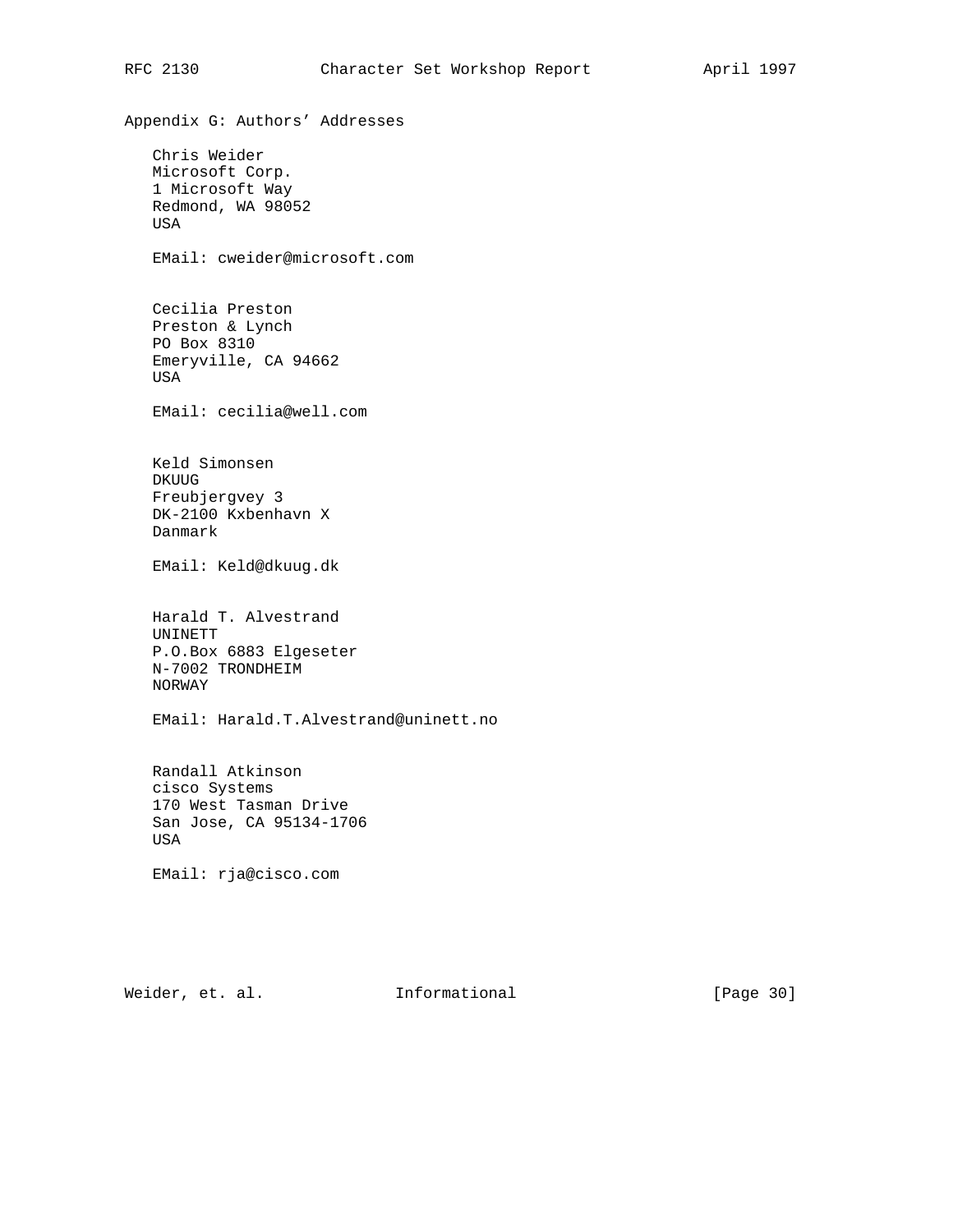## Appendix G: Authors' Addresses

Chris Weider
Microsoft Corp.
1 Microsoft Way
Redmond, WA 98052
USA

EMail: cweider@microsoft.com

Cecilia Preston
Preston & Lynch
PO Box 8310
Emeryville, CA 94662
USA

EMail: cecilia@well.com

Keld Simonsen
DKUUG
Freubjergvey 3
DK-2100 Kxbenhavn X
Danmark

EMail: Keld@dkuug.dk

Harald T. Alvestrand
UNINETT
P.O.Box 6883 Elgeseter
N-7002 TRONDHEIM
NORWAY

EMail: Harald.T.Alvestrand@uninett.no

Randall Atkinson
cisco Systems
170 West Tasman Drive
San Jose, CA 95134-1706
USA

EMail: rja@cisco.com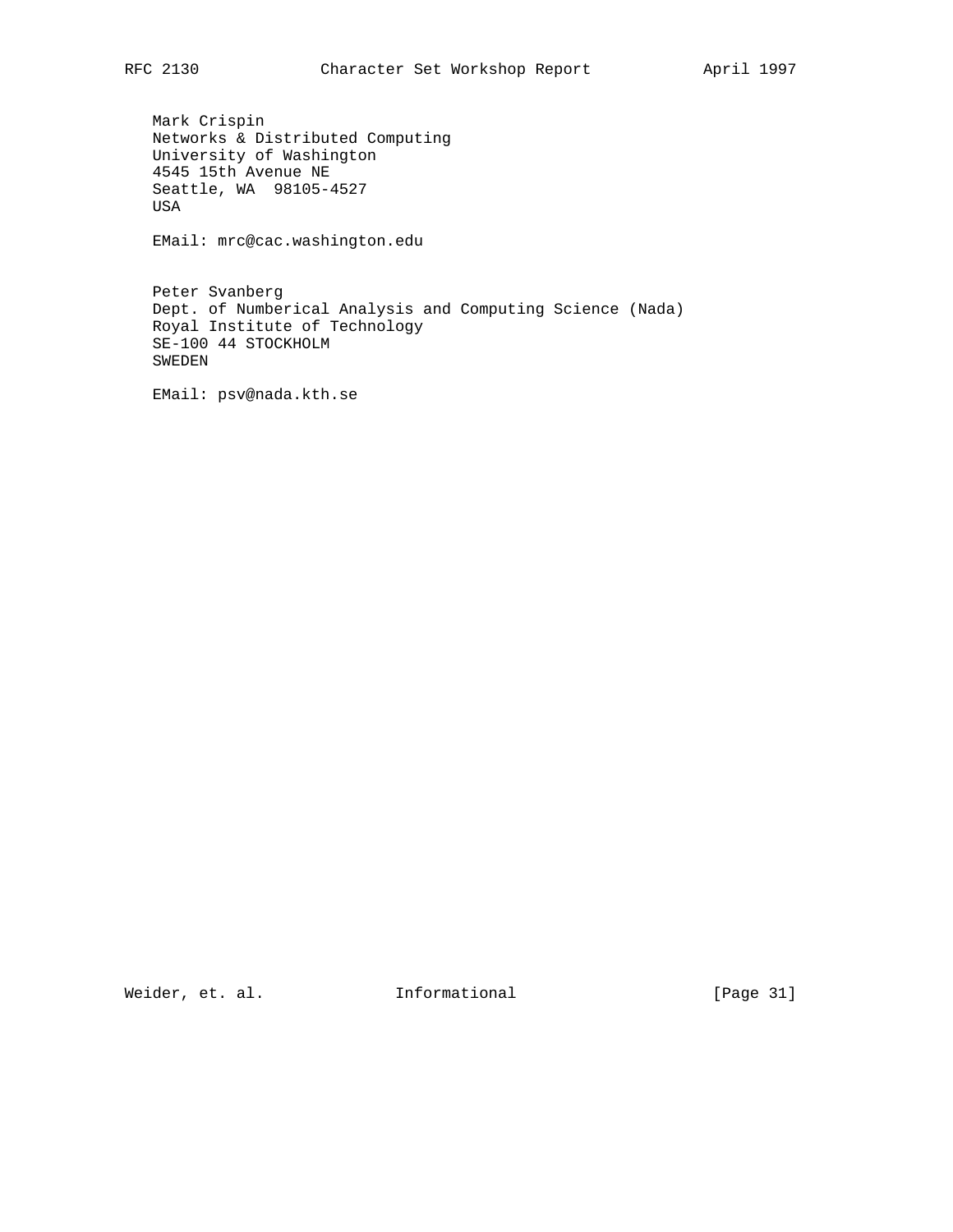Mark Crispin
Networks & Distributed Computing
University of Washington
4545 15th Avenue NE
Seattle, WA  98105-4527
USA

EMail: mrc@cac.washington.edu

Peter Svanberg
Dept. of Numberical Analysis and Computing Science (Nada)
Royal Institute of Technology
SE-100 44 STOCKHOLM
SWEDEN

EMail: psv@nada.kth.se